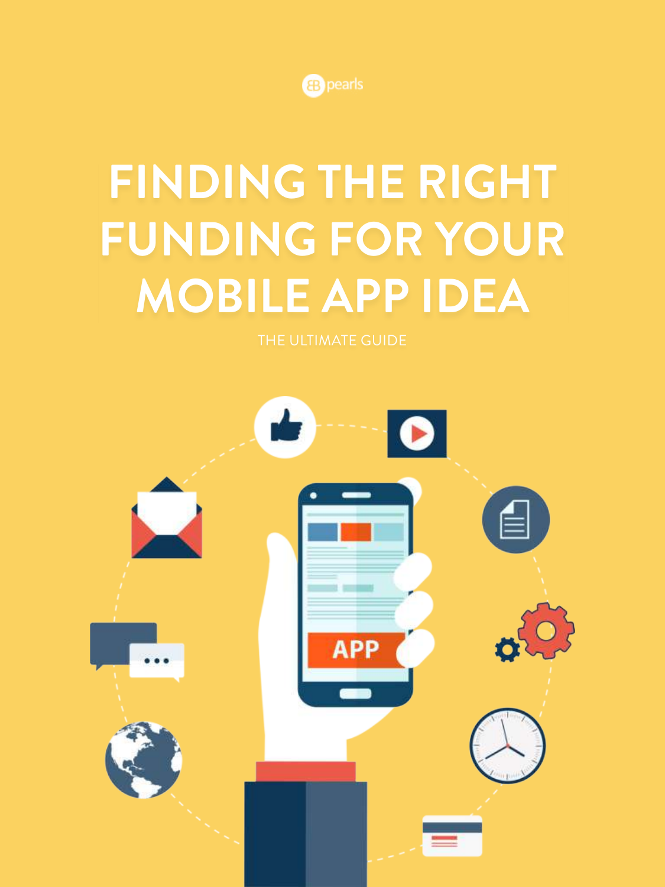pearls

# FINDING THE RIGHT FUNDING FOR YOUR MOBILE APP IDEA

THE ULTIMATE GUIDE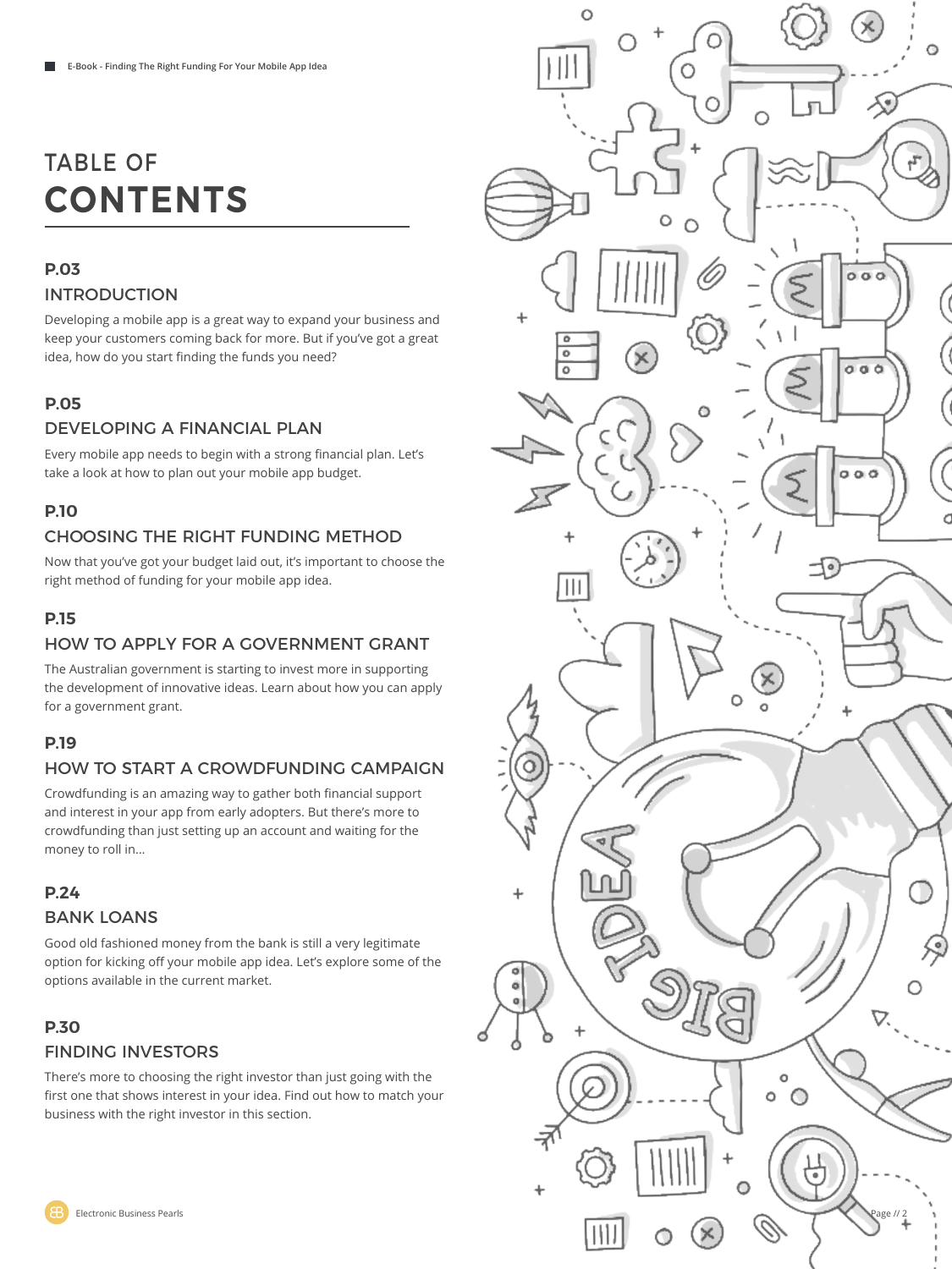# TABLE OF CONTENTS

### P.03
### INTRODUCTION

Developing a mobile app is a great way to expand your business and keep your customers coming back for more. But if you've got a great idea, how do you start finding the funds you need?

### P.05
### DEVELOPING A FINANCIAL PLAN

Every mobile app needs to begin with a strong financial plan. Let's take a look at how to plan out your mobile app budget.

### P.10
### CHOOSING THE RIGHT FUNDING METHOD

Now that you've got your budget laid out, it's important to choose the right method of funding for your mobile app idea.

### P.15
### HOW TO APPLY FOR A GOVERNMENT GRANT

The Australian government is starting to invest more in supporting the development of innovative ideas. Learn about how you can apply for a government grant.

### P.19
### HOW TO START A CROWDFUNDING CAMPAIGN

Crowdfunding is an amazing way to gather both financial support and interest in your app from early adopters. But there's more to crowdfunding than just setting up an account and waiting for the money to roll in...

### P.24
### BANK LOANS

Good old fashioned money from the bank is still a very legitimate option for kicking off your mobile app idea. Let's explore some of the options available in the current market.

### P.30
### FINDING INVESTORS

There's more to choosing the right investor than just going with the first one that shows interest in your idea. Find out how to match your business with the right investor in this section.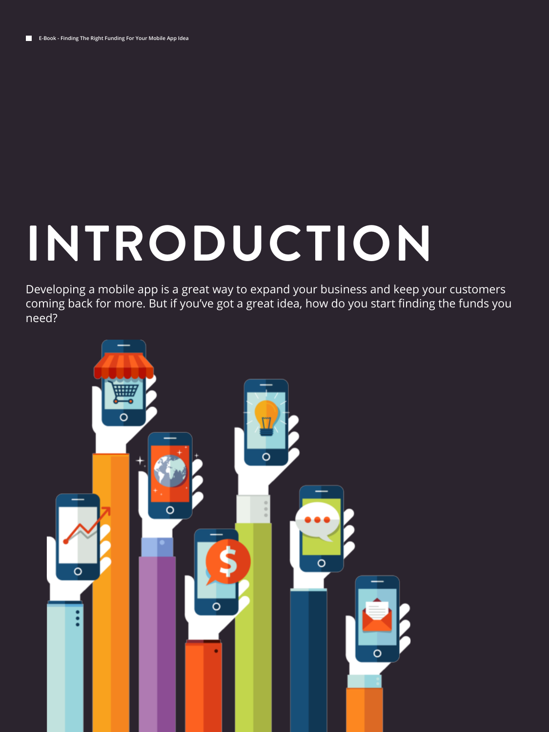# INTRODUCTION

Developing a mobile app is a great way to expand your business and keep your customers coming back for more. But if you've got a great idea, how do you start finding the funds you need?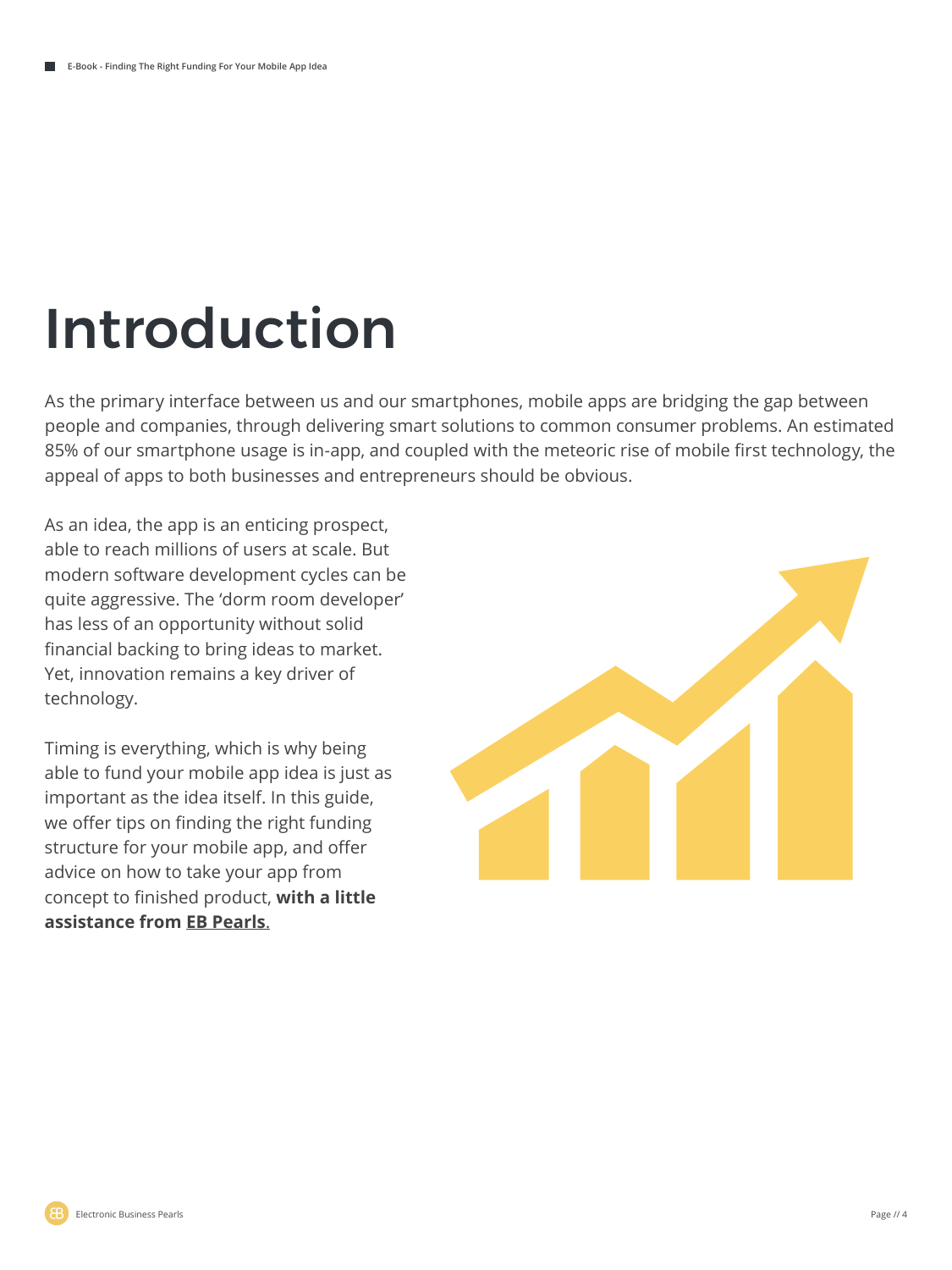# Introduction

As the primary interface between us and our smartphones, mobile apps are bridging the gap between people and companies, through delivering smart solutions to common consumer problems. An estimated 85% of our smartphone usage is in-app, and coupled with the meteoric rise of mobile first technology, the appeal of apps to both businesses and entrepreneurs should be obvious.

As an idea, the app is an enticing prospect, able to reach millions of users at scale. But modern software development cycles can be quite aggressive. The 'dorm room developer' has less of an opportunity without solid financial backing to bring ideas to market. Yet, innovation remains a key driver of technology.

Timing is everything, which is why being able to fund your mobile app idea is just as important as the idea itself. In this guide, we offer tips on finding the right funding structure for your mobile app, and offer advice on how to take your app from concept to finished product, **with a little assistance from EB Pearls.**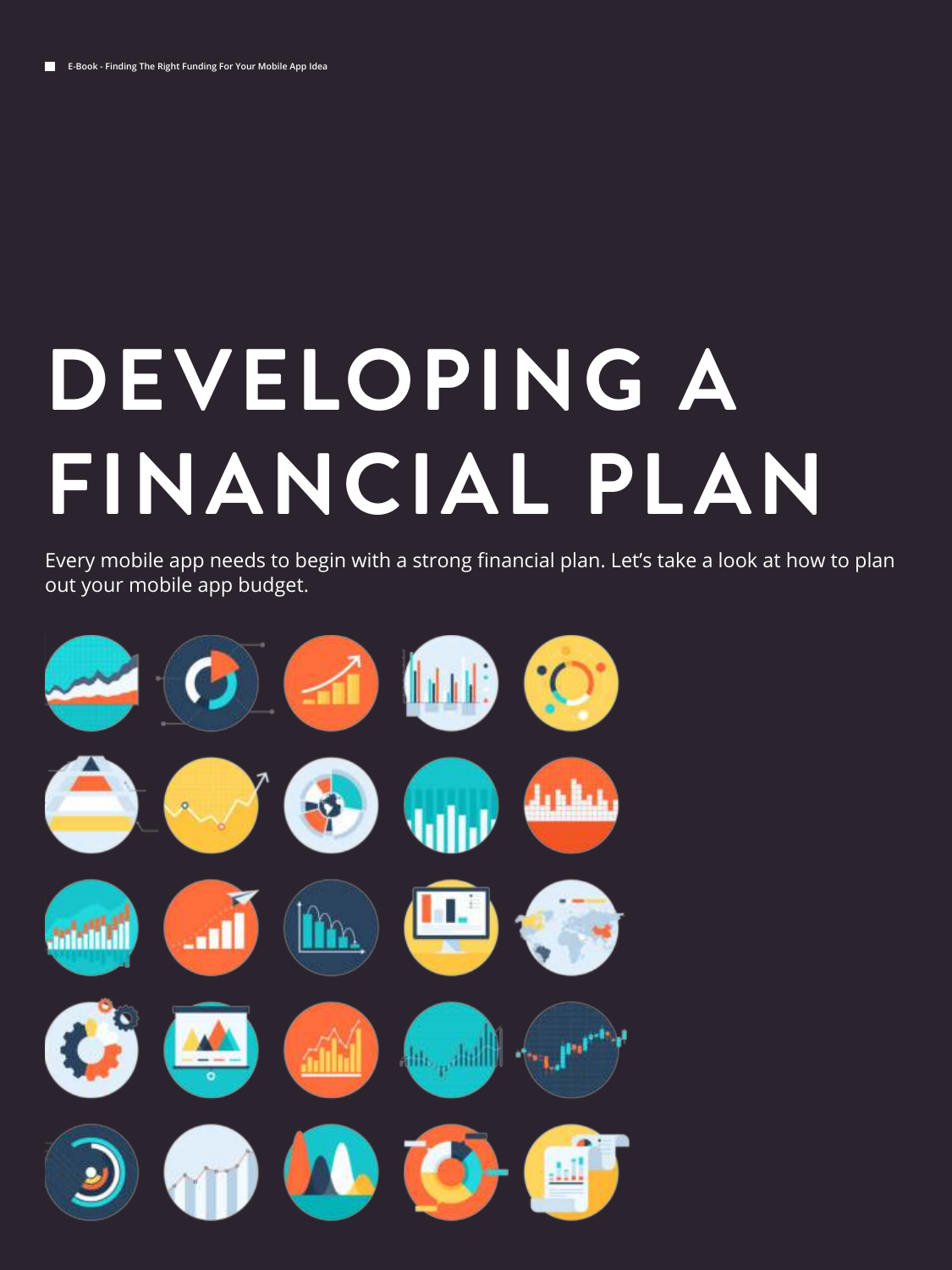# DEVELOPING A FINANCIAL PLAN

Every mobile app needs to begin with a strong financial plan. Let's take a look at how to plan out your mobile app budget.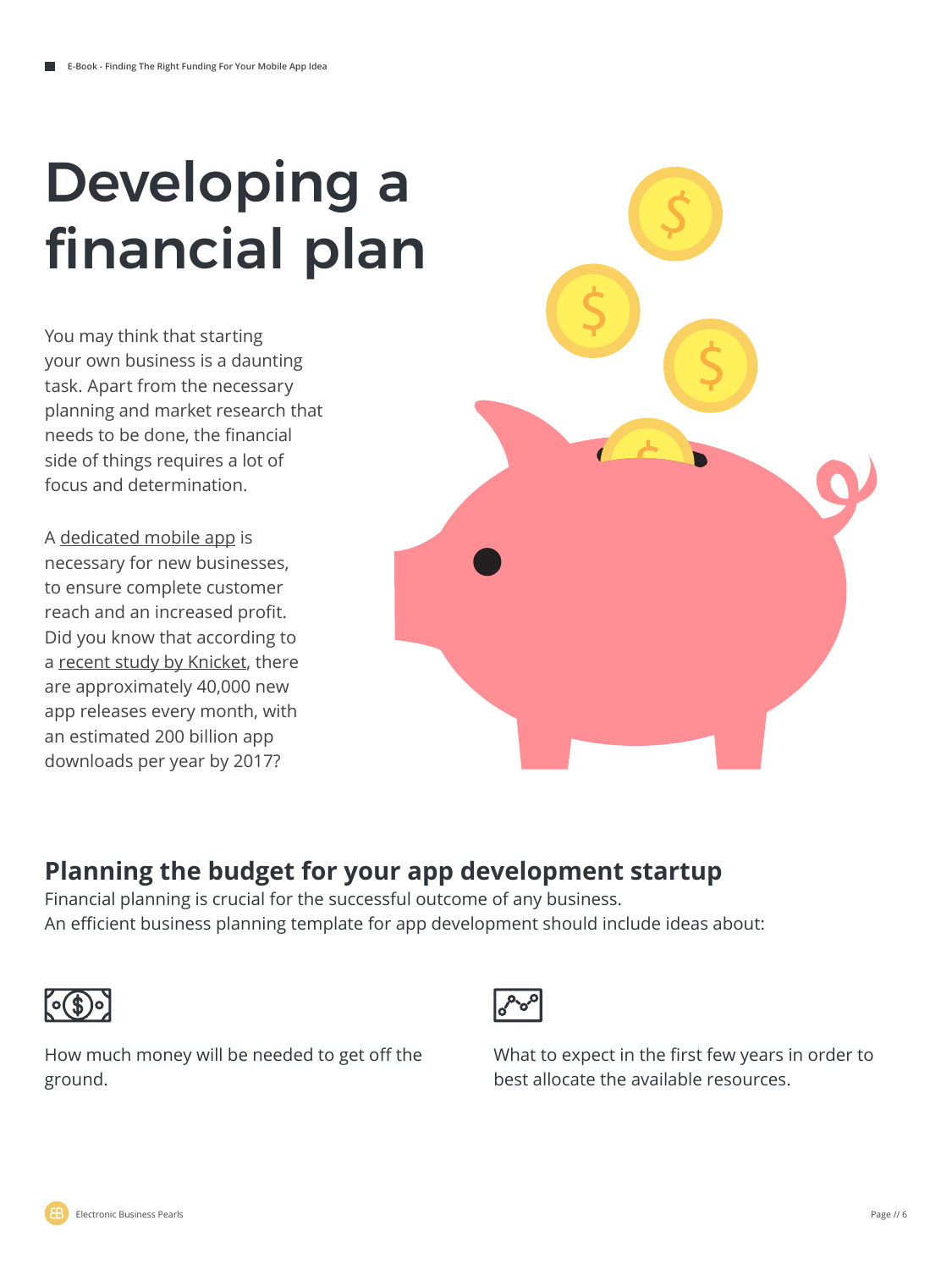# Developing a financial plan

You may think that starting your own business is a daunting task. Apart from the necessary planning and market research that needs to be done, the financial side of things requires a lot of focus and determination.

A dedicated mobile app is necessary for new businesses, to ensure complete customer reach and an increased profit. Did you know that according to a recent study by Knicket, there are approximately 40,000 new app releases every month, with an estimated 200 billion app downloads per year by 2017?

## Planning the budget for your app development startup

Financial planning is crucial for the successful outcome of any business.
An efficient business planning template for app development should include ideas about:

How much money will be needed to get off the ground.

What to expect in the first few years in order to best allocate the available resources.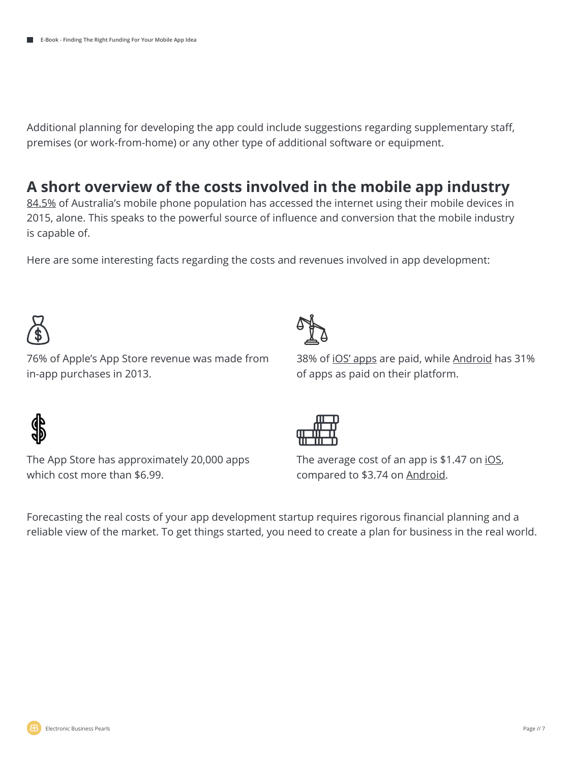Additional planning for developing the app could include suggestions regarding supplementary staff, premises (or work-from-home) or any other type of additional software or equipment.

## A short overview of the costs involved in the mobile app industry

84.5% of Australia's mobile phone population has accessed the internet using their mobile devices in 2015, alone. This speaks to the powerful source of influence and conversion that the mobile industry is capable of.

Here are some interesting facts regarding the costs and revenues involved in app development:

76% of Apple's App Store revenue was made from in-app purchases in 2013.

38% of iOS' apps are paid, while Android has 31% of apps as paid on their platform.

The App Store has approximately 20,000 apps which cost more than $6.99.

The average cost of an app is $1.47 on iOS, compared to $3.74 on Android.

Forecasting the real costs of your app development startup requires rigorous financial planning and a reliable view of the market. To get things started, you need to create a plan for business in the real world.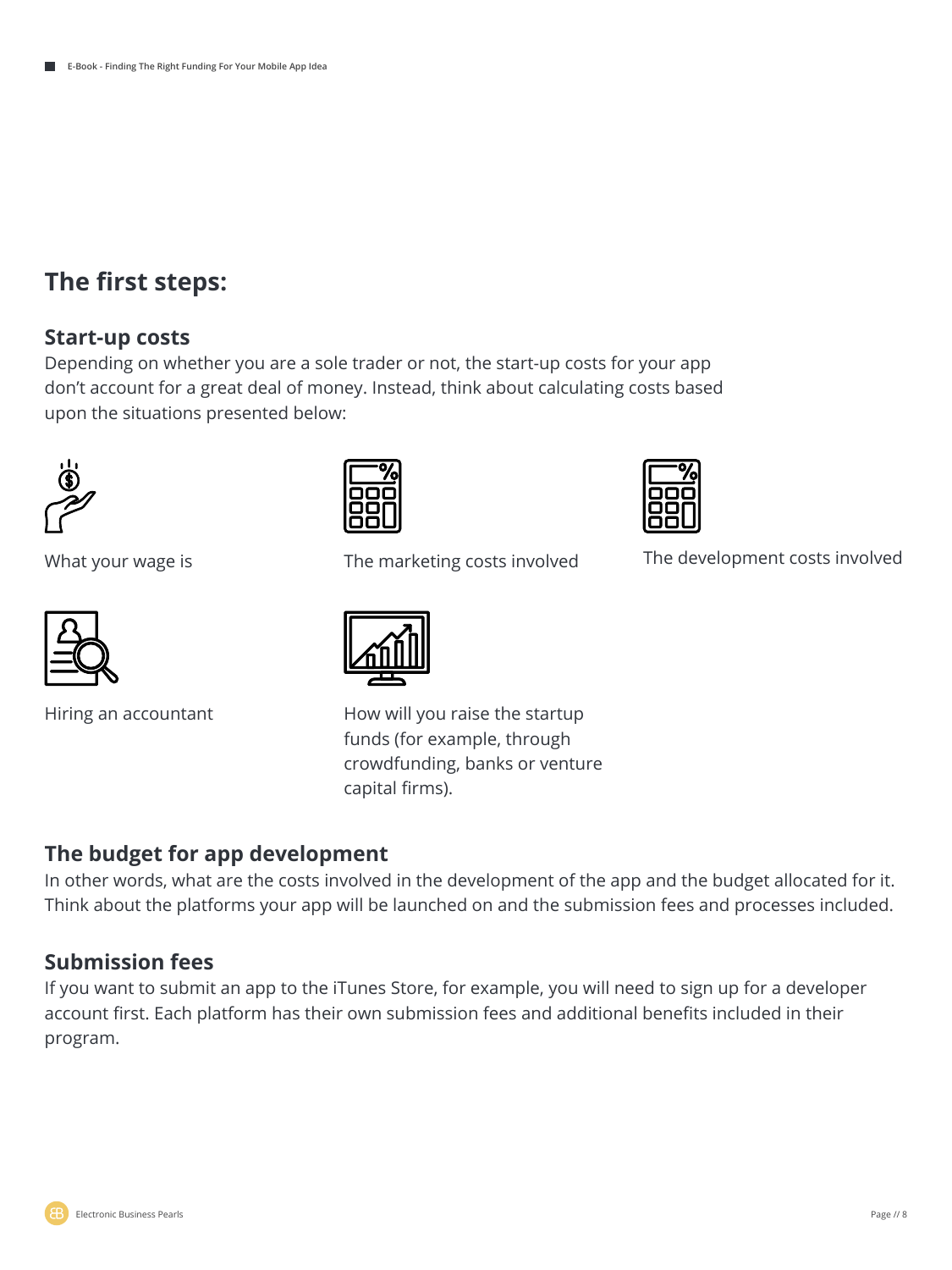## The first steps:

### Start-up costs

Depending on whether you are a sole trader or not, the start-up costs for your app don't account for a great deal of money. Instead, think about calculating costs based upon the situations presented below:

- What your wage is
- The marketing costs involved
- The development costs involved
- Hiring an accountant
- How will you raise the startup funds (for example, through crowdfunding, banks or venture capital firms).

### The budget for app development

In other words, what are the costs involved in the development of the app and the budget allocated for it. Think about the platforms your app will be launched on and the submission fees and processes included.

### Submission fees

If you want to submit an app to the iTunes Store, for example, you will need to sign up for a developer account first. Each platform has their own submission fees and additional benefits included in their program.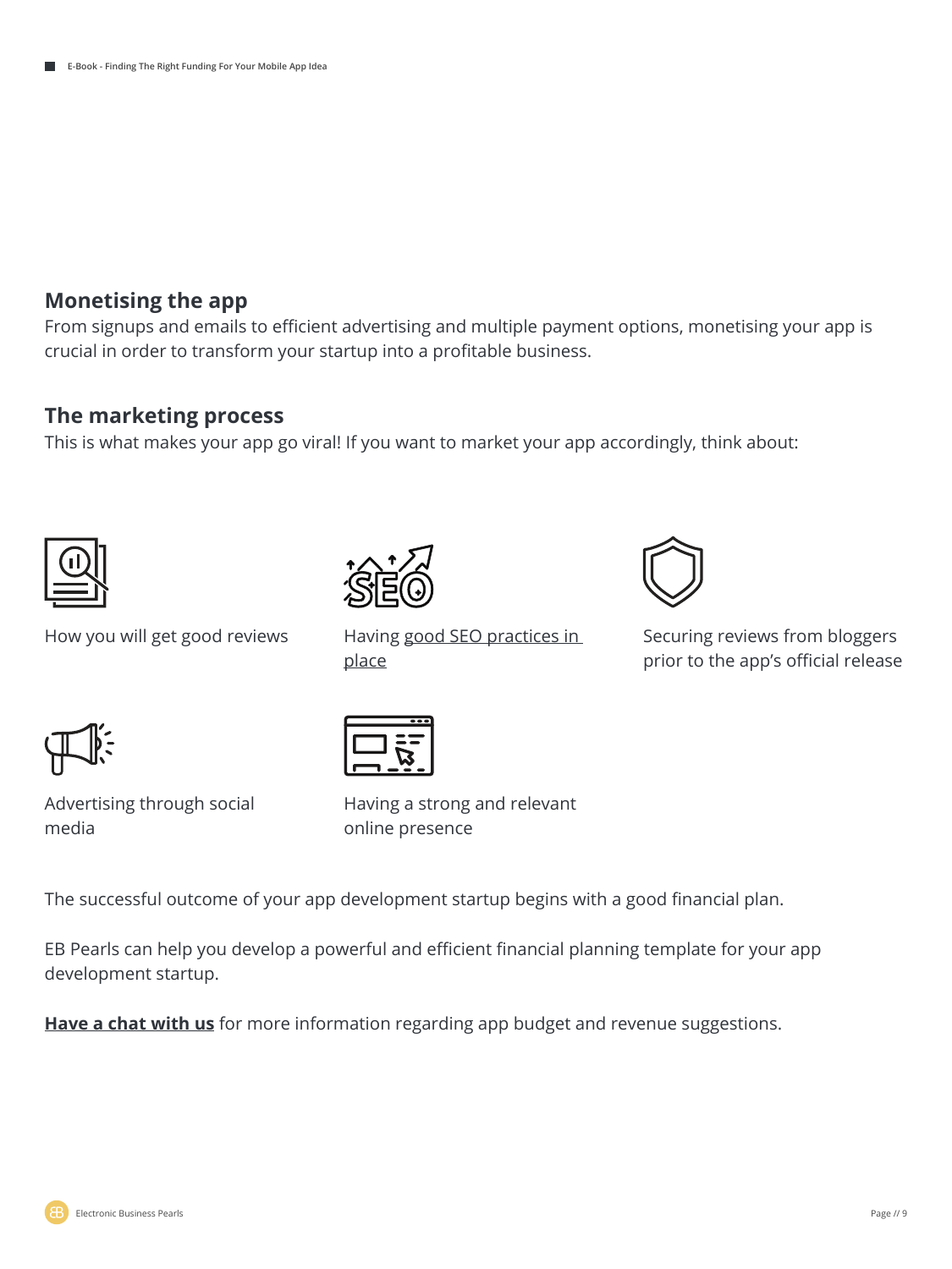## Monetising the app

From signups and emails to efficient advertising and multiple payment options, monetising your app is crucial in order to transform your startup into a profitable business.

## The marketing process

This is what makes your app go viral! If you want to market your app accordingly, think about:

- How you will get good reviews
- Having good SEO practices in place
- Securing reviews from bloggers prior to the app's official release
- Advertising through social media
- Having a strong and relevant online presence

The successful outcome of your app development startup begins with a good financial plan.

EB Pearls can help you develop a powerful and efficient financial planning template for your app development startup.

**Have a chat with us** for more information regarding app budget and revenue suggestions.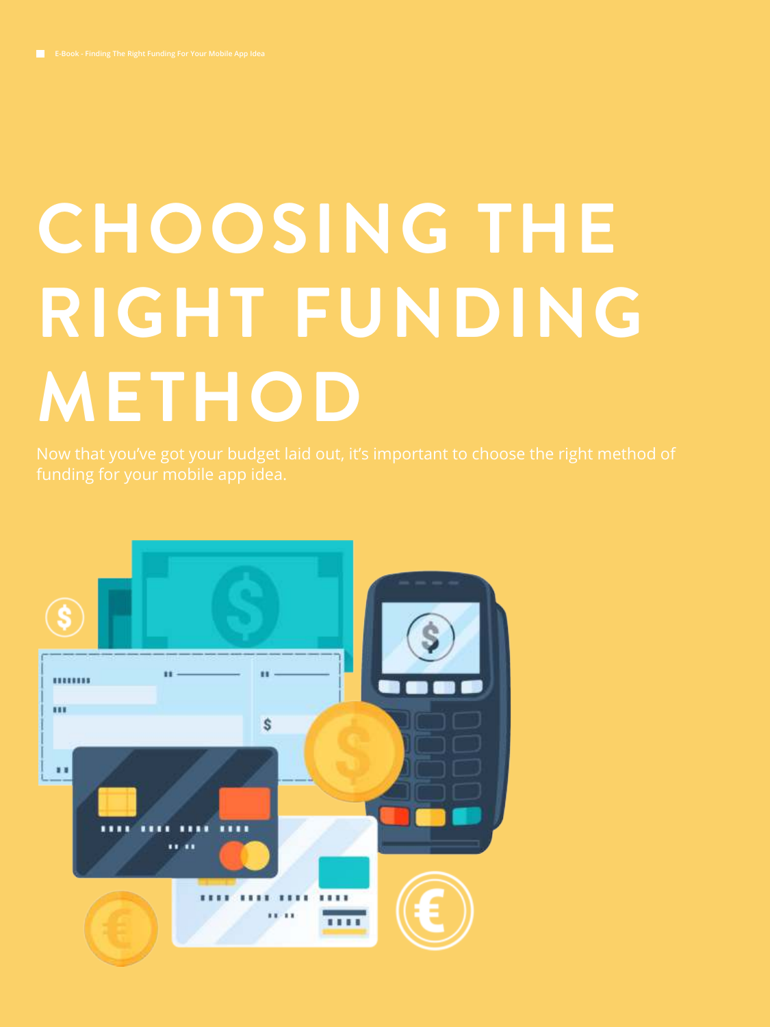# CHOOSING THE RIGHT FUNDING METHOD

Now that you've got your budget laid out, it's important to choose the right method of funding for your mobile app idea.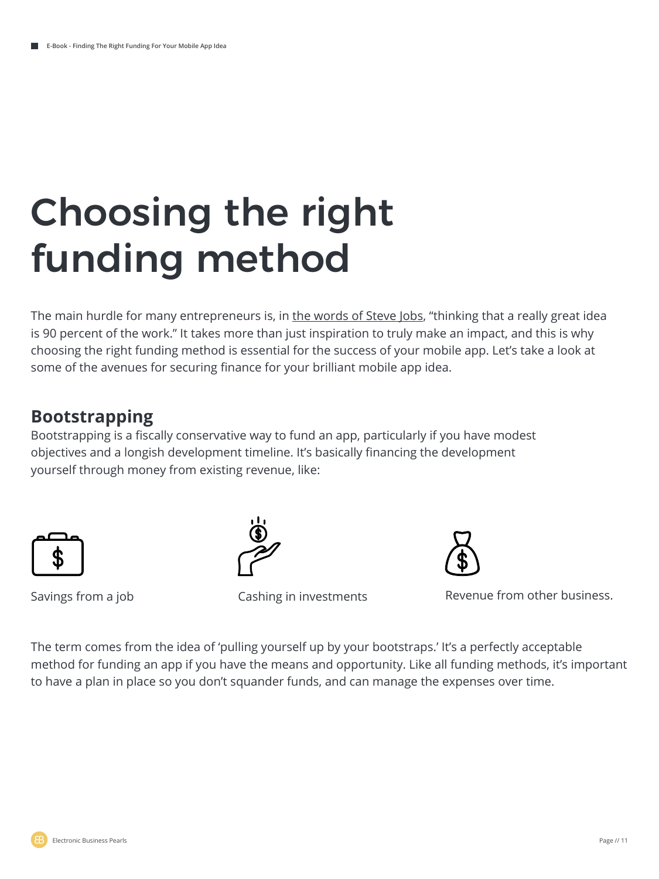# Choosing the right funding method

The main hurdle for many entrepreneurs is, in the words of Steve Jobs, “thinking that a really great idea is 90 percent of the work.” It takes more than just inspiration to truly make an impact, and this is why choosing the right funding method is essential for the success of your mobile app. Let’s take a look at some of the avenues for securing finance for your brilliant mobile app idea.

## Bootstrapping

Bootstrapping is a fiscally conservative way to fund an app, particularly if you have modest objectives and a longish development timeline. It’s basically financing the development yourself through money from existing revenue, like:

- Savings from a job
- Cashing in investments
- Revenue from other business.

The term comes from the idea of ‘pulling yourself up by your bootstraps.’ It’s a perfectly acceptable method for funding an app if you have the means and opportunity. Like all funding methods, it’s important to have a plan in place so you don’t squander funds, and can manage the expenses over time.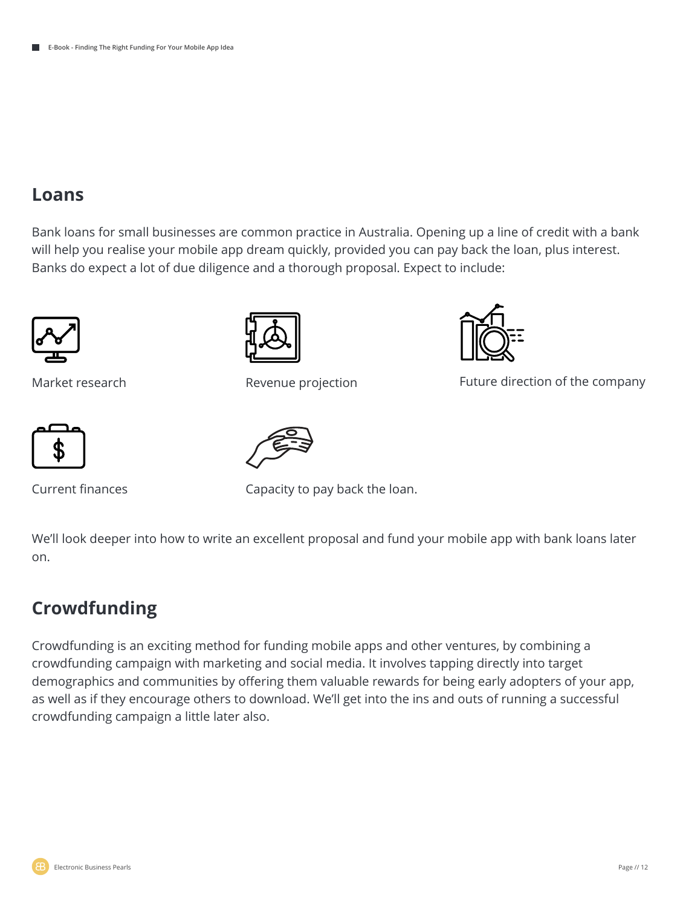## Loans

Bank loans for small businesses are common practice in Australia. Opening up a line of credit with a bank will help you realise your mobile app dream quickly, provided you can pay back the loan, plus interest. Banks do expect a lot of due diligence and a thorough proposal. Expect to include:

- Market research
- Revenue projection
- Future direction of the company
- Current finances
- Capacity to pay back the loan.

We'll look deeper into how to write an excellent proposal and fund your mobile app with bank loans later on.

## Crowdfunding

Crowdfunding is an exciting method for funding mobile apps and other ventures, by combining a crowdfunding campaign with marketing and social media. It involves tapping directly into target demographics and communities by offering them valuable rewards for being early adopters of your app, as well as if they encourage others to download. We'll get into the ins and outs of running a successful crowdfunding campaign a little later also.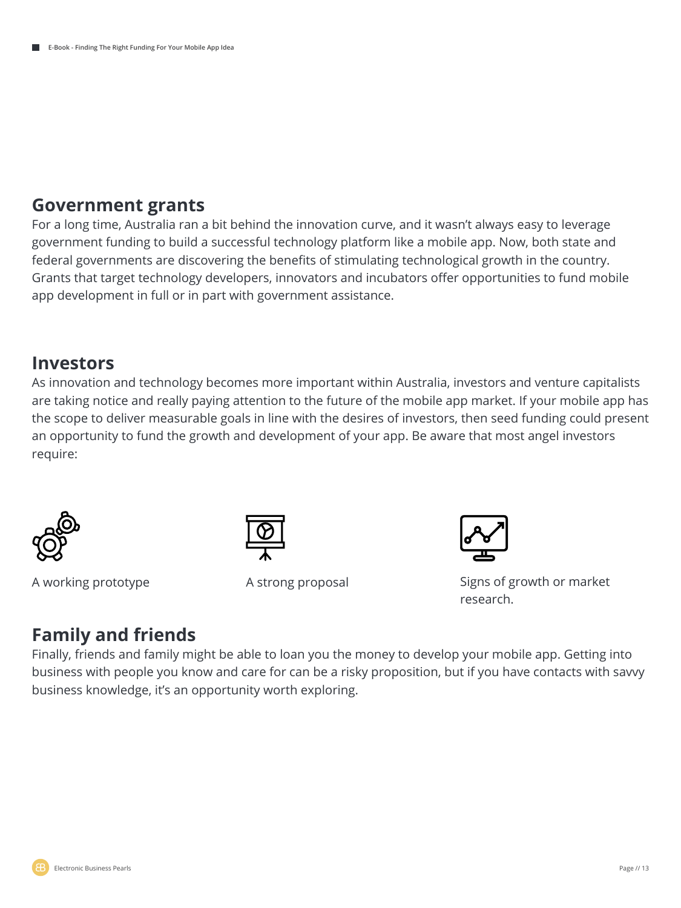## Government grants

For a long time, Australia ran a bit behind the innovation curve, and it wasn't always easy to leverage government funding to build a successful technology platform like a mobile app. Now, both state and federal governments are discovering the benefits of stimulating technological growth in the country. Grants that target technology developers, innovators and incubators offer opportunities to fund mobile app development in full or in part with government assistance.

## Investors

As innovation and technology becomes more important within Australia, investors and venture capitalists are taking notice and really paying attention to the future of the mobile app market. If your mobile app has the scope to deliver measurable goals in line with the desires of investors, then seed funding could present an opportunity to fund the growth and development of your app. Be aware that most angel investors require:

- A working prototype
- A strong proposal
- Signs of growth or market research.

## Family and friends

Finally, friends and family might be able to loan you the money to develop your mobile app. Getting into business with people you know and care for can be a risky proposition, but if you have contacts with savvy business knowledge, it's an opportunity worth exploring.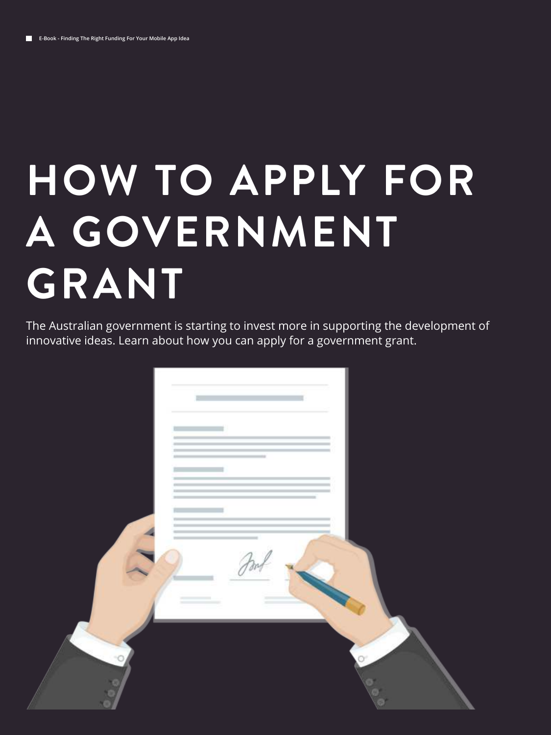# HOW TO APPLY FOR A GOVERNMENT GRANT

The Australian government is starting to invest more in supporting the development of innovative ideas. Learn about how you can apply for a government grant.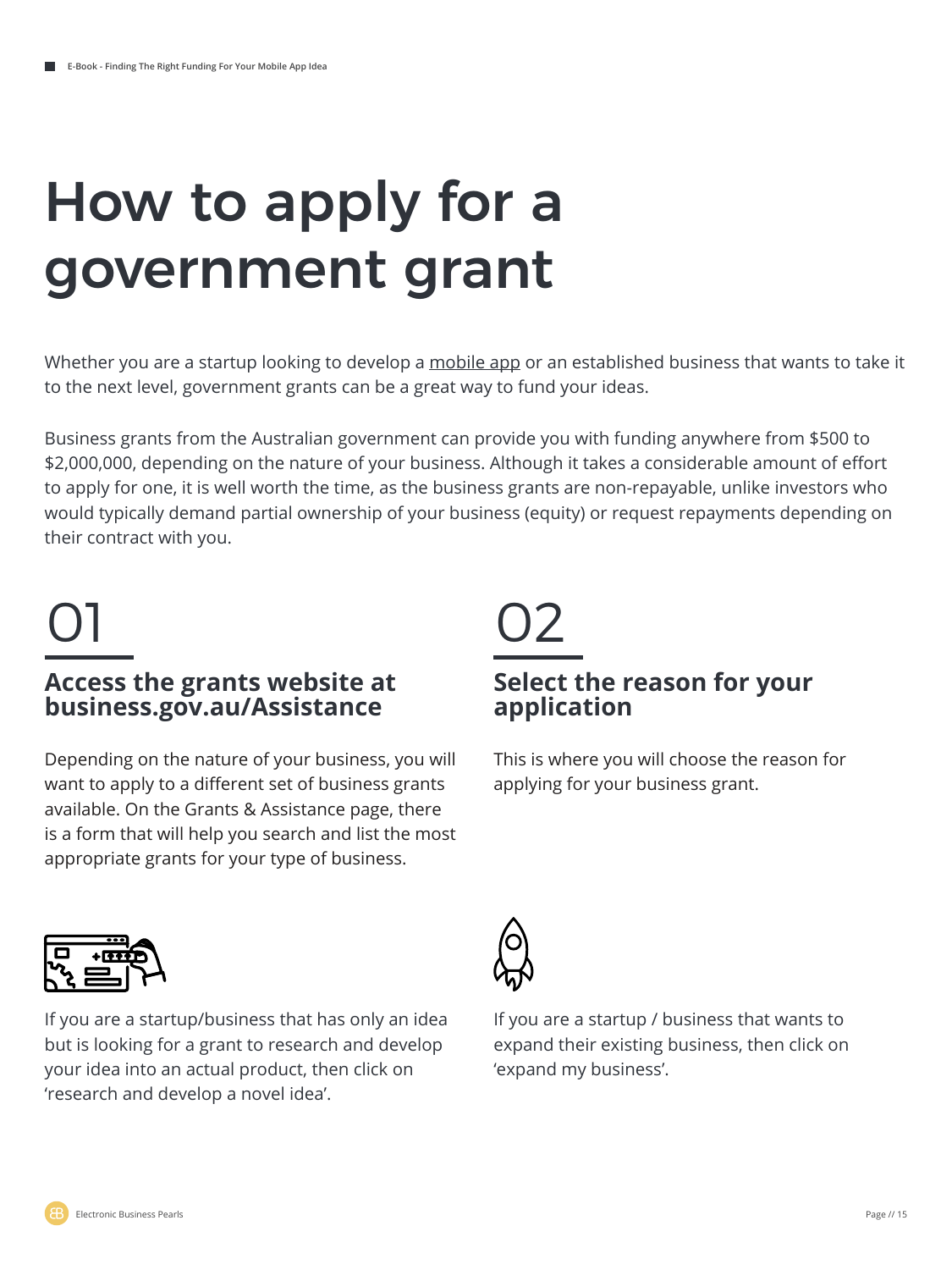# How to apply for a government grant

Whether you are a startup looking to develop a mobile app or an established business that wants to take it to the next level, government grants can be a great way to fund your ideas.

Business grants from the Australian government can provide you with funding anywhere from $500 to $2,000,000, depending on the nature of your business. Although it takes a considerable amount of effort to apply for one, it is well worth the time, as the business grants are non-repayable, unlike investors who would typically demand partial ownership of your business (equity) or request repayments depending on their contract with you.

01

## Access the grants website at business.gov.au/Assistance

Depending on the nature of your business, you will want to apply to a different set of business grants available. On the Grants & Assistance page, there is a form that will help you search and list the most appropriate grants for your type of business.

02

## Select the reason for your application

This is where you will choose the reason for applying for your business grant.

If you are a startup/business that has only an idea but is looking for a grant to research and develop your idea into an actual product, then click on 'research and develop a novel idea'.

If you are a startup / business that wants to expand their existing business, then click on 'expand my business'.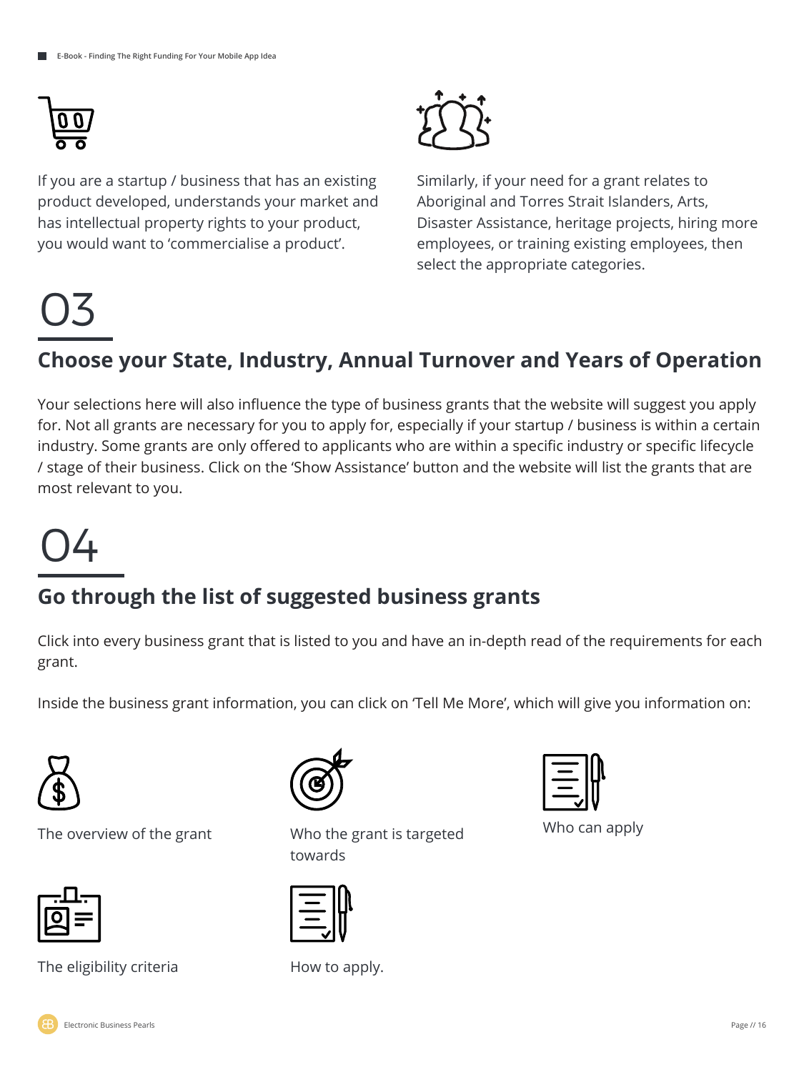If you are a startup / business that has an existing product developed, understands your market and has intellectual property rights to your product, you would want to 'commercialise a product'.

Similarly, if your need for a grant relates to Aboriginal and Torres Strait Islanders, Arts, Disaster Assistance, heritage projects, hiring more employees, or training existing employees, then select the appropriate categories.

# 03

## Choose your State, Industry, Annual Turnover and Years of Operation

Your selections here will also influence the type of business grants that the website will suggest you apply for. Not all grants are necessary for you to apply for, especially if your startup / business is within a certain industry. Some grants are only offered to applicants who are within a specific industry or specific lifecycle / stage of their business. Click on the 'Show Assistance' button and the website will list the grants that are most relevant to you.

# 04

## Go through the list of suggested business grants

Click into every business grant that is listed to you and have an in-depth read of the requirements for each grant.

Inside the business grant information, you can click on 'Tell Me More', which will give you information on:

- The overview of the grant
- Who the grant is targeted towards
- Who can apply
- The eligibility criteria
- How to apply.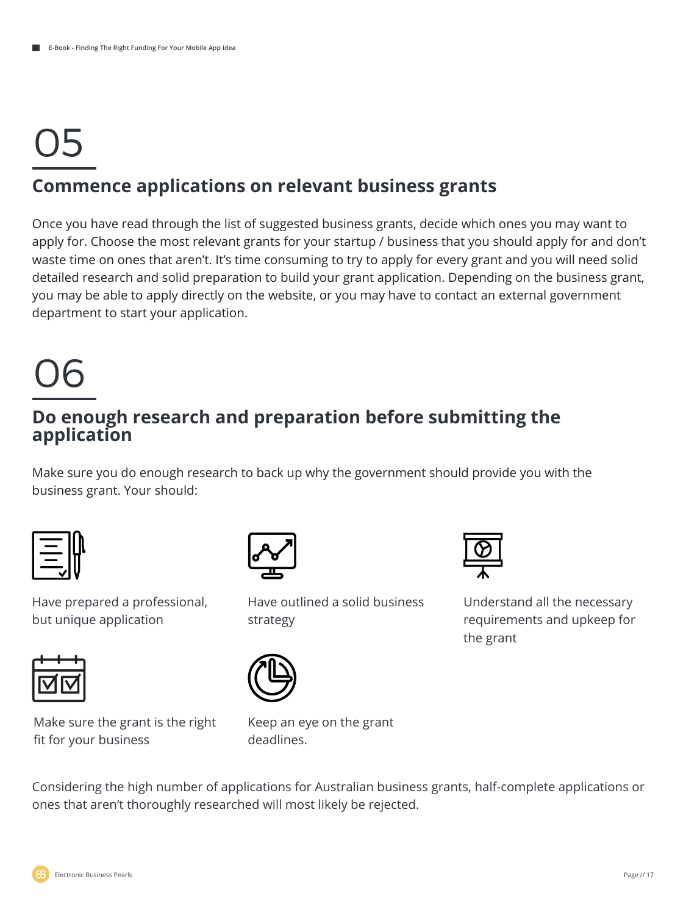## 05

## Commence applications on relevant business grants

Once you have read through the list of suggested business grants, decide which ones you may want to apply for. Choose the most relevant grants for your startup / business that you should apply for and don't waste time on ones that aren't. It's time consuming to try to apply for every grant and you will need solid detailed research and solid preparation to build your grant application. Depending on the business grant, you may be able to apply directly on the website, or you may have to contact an external government department to start your application.

## 06

## Do enough research and preparation before submitting the application

Make sure you do enough research to back up why the government should provide you with the business grant. Your should:

- Have prepared a professional, but unique application
- Have outlined a solid business strategy
- Understand all the necessary requirements and upkeep for the grant
- Make sure the grant is the right fit for your business
- Keep an eye on the grant deadlines.

Considering the high number of applications for Australian business grants, half-complete applications or ones that aren't thoroughly researched will most likely be rejected.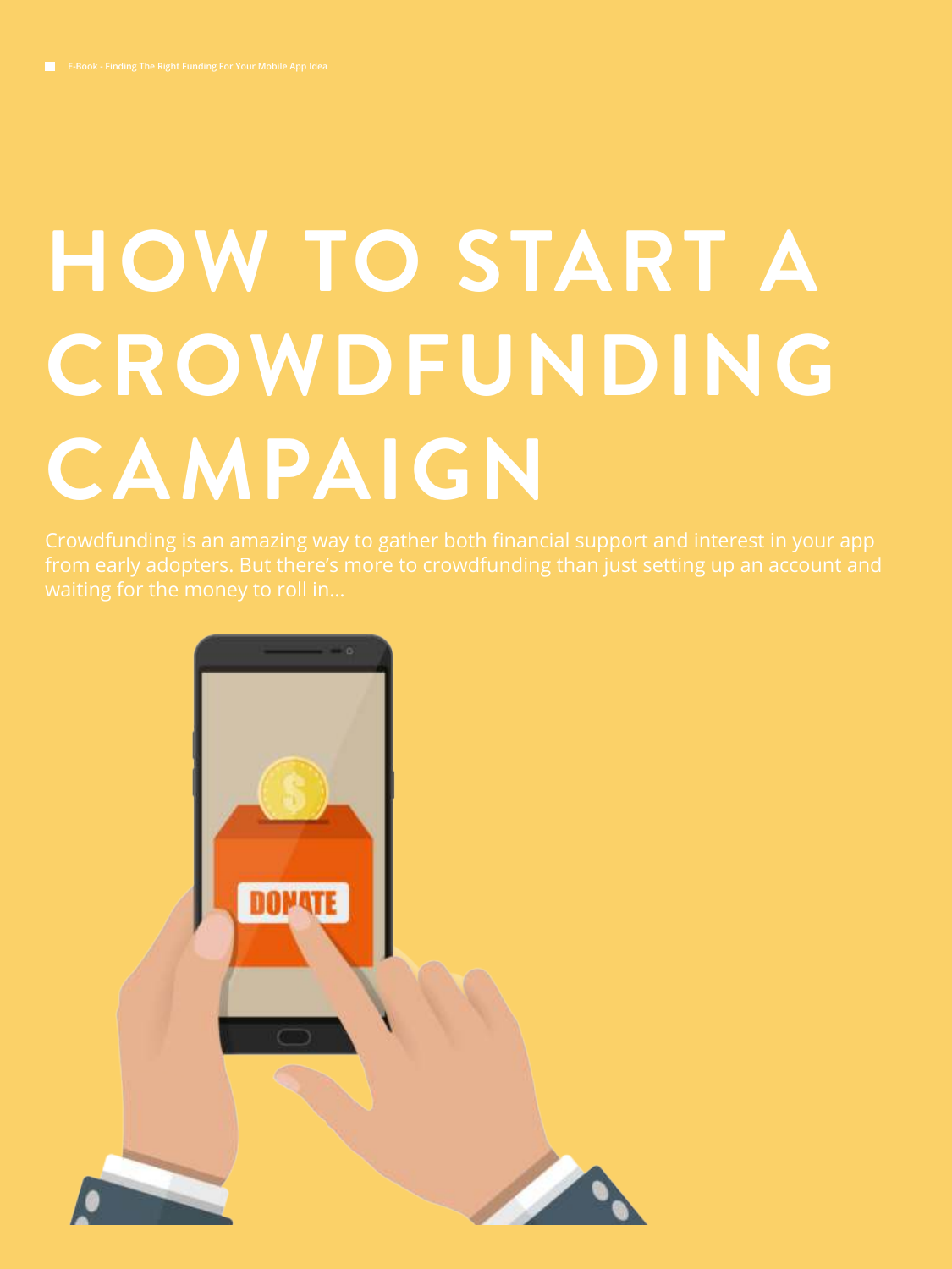# HOW TO START A CROWDFUNDING CAMPAIGN

Crowdfunding is an amazing way to gather both financial support and interest in your app from early adopters. But there's more to crowdfunding than just setting up an account and waiting for the money to roll in...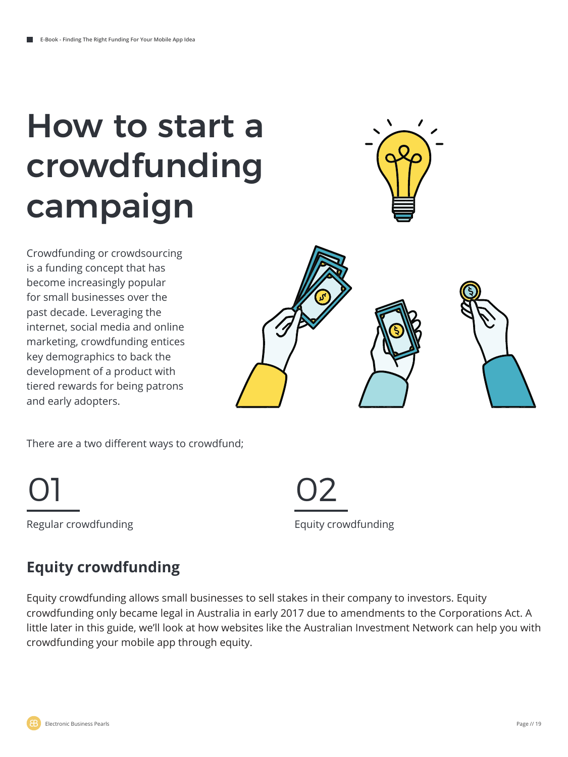# How to start a crowdfunding campaign

Crowdfunding or crowdsourcing is a funding concept that has become increasingly popular for small businesses over the past decade. Leveraging the internet, social media and online marketing, crowdfunding entices key demographics to back the development of a product with tiered rewards for being patrons and early adopters.

There are a two different ways to crowdfund;

01

Regular crowdfunding

02

Equity crowdfunding

## Equity crowdfunding

Equity crowdfunding allows small businesses to sell stakes in their company to investors. Equity crowdfunding only became legal in Australia in early 2017 due to amendments to the Corporations Act. A little later in this guide, we'll look at how websites like the Australian Investment Network can help you with crowdfunding your mobile app through equity.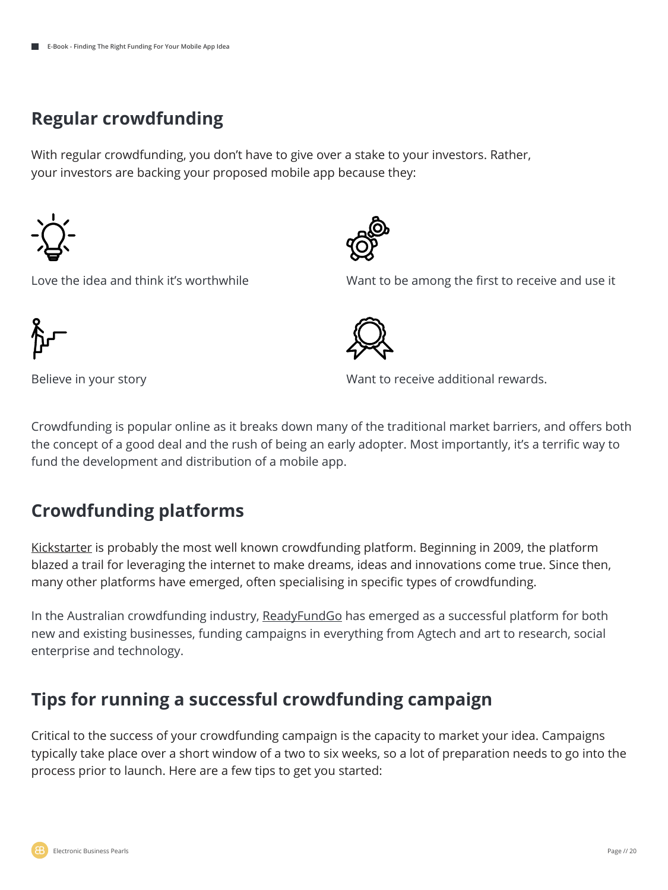## Regular crowdfunding

With regular crowdfunding, you don't have to give over a stake to your investors. Rather, your investors are backing your proposed mobile app because they:

- Love the idea and think it's worthwhile
- Want to be among the first to receive and use it
- Believe in your story
- Want to receive additional rewards.

Crowdfunding is popular online as it breaks down many of the traditional market barriers, and offers both the concept of a good deal and the rush of being an early adopter. Most importantly, it's a terrific way to fund the development and distribution of a mobile app.

## Crowdfunding platforms

Kickstarter is probably the most well known crowdfunding platform. Beginning in 2009, the platform blazed a trail for leveraging the internet to make dreams, ideas and innovations come true. Since then, many other platforms have emerged, often specialising in specific types of crowdfunding.

In the Australian crowdfunding industry, ReadyFundGo has emerged as a successful platform for both new and existing businesses, funding campaigns in everything from Agtech and art to research, social enterprise and technology.

## Tips for running a successful crowdfunding campaign

Critical to the success of your crowdfunding campaign is the capacity to market your idea. Campaigns typically take place over a short window of a two to six weeks, so a lot of preparation needs to go into the process prior to launch. Here are a few tips to get you started: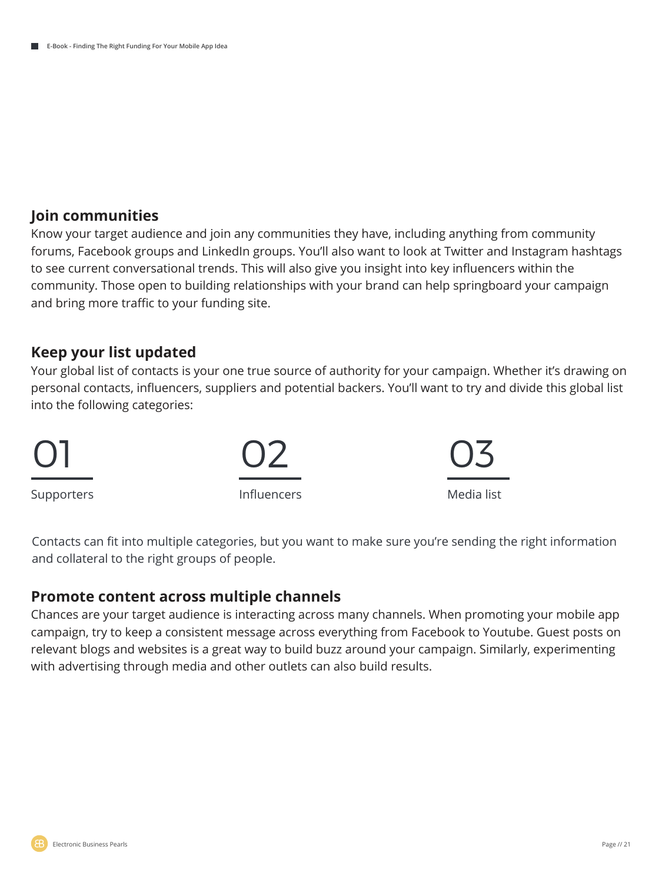### Join communities

Know your target audience and join any communities they have, including anything from community forums, Facebook groups and LinkedIn groups. You'll also want to look at Twitter and Instagram hashtags to see current conversational trends. This will also give you insight into key influencers within the community. Those open to building relationships with your brand can help springboard your campaign and bring more traffic to your funding site.

### Keep your list updated

Your global list of contacts is your one true source of authority for your campaign. Whether it's drawing on personal contacts, influencers, suppliers and potential backers. You'll want to try and divide this global list into the following categories:

01 Supporters

02 Influencers

03 Media list

Contacts can fit into multiple categories, but you want to make sure you're sending the right information and collateral to the right groups of people.

### Promote content across multiple channels

Chances are your target audience is interacting across many channels. When promoting your mobile app campaign, try to keep a consistent message across everything from Facebook to Youtube. Guest posts on relevant blogs and websites is a great way to build buzz around your campaign. Similarly, experimenting with advertising through media and other outlets can also build results.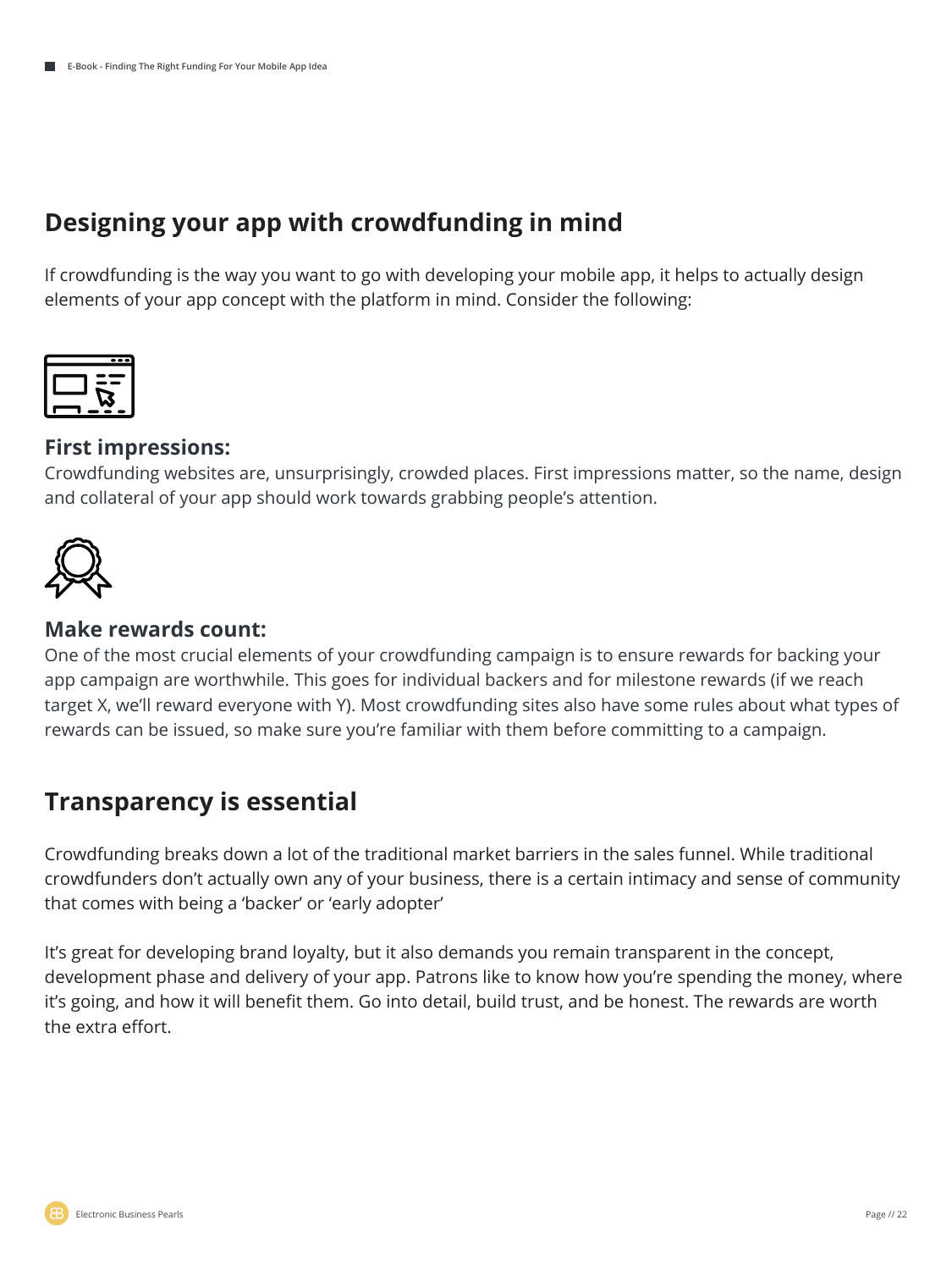## Designing your app with crowdfunding in mind

If crowdfunding is the way you want to go with developing your mobile app, it helps to actually design elements of your app concept with the platform in mind. Consider the following:

### First impressions:

Crowdfunding websites are, unsurprisingly, crowded places. First impressions matter, so the name, design and collateral of your app should work towards grabbing people's attention.

### Make rewards count:

One of the most crucial elements of your crowdfunding campaign is to ensure rewards for backing your app campaign are worthwhile. This goes for individual backers and for milestone rewards (if we reach target X, we'll reward everyone with Y). Most crowdfunding sites also have some rules about what types of rewards can be issued, so make sure you're familiar with them before committing to a campaign.

## Transparency is essential

Crowdfunding breaks down a lot of the traditional market barriers in the sales funnel. While traditional crowdfunders don't actually own any of your business, there is a certain intimacy and sense of community that comes with being a 'backer' or 'early adopter'

It's great for developing brand loyalty, but it also demands you remain transparent in the concept, development phase and delivery of your app. Patrons like to know how you're spending the money, where it's going, and how it will benefit them. Go into detail, build trust, and be honest. The rewards are worth the extra effort.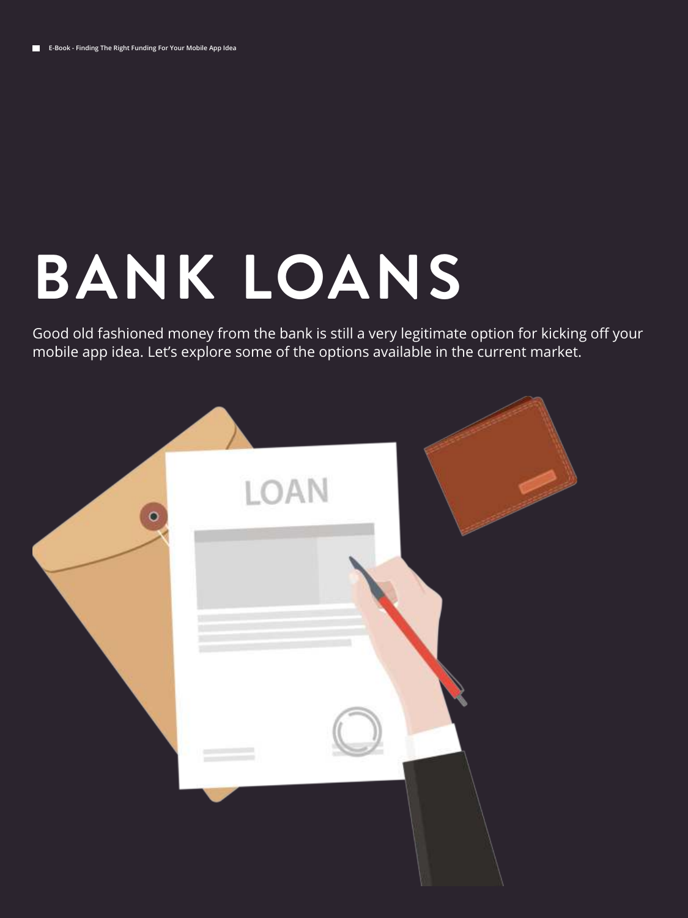# BANK LOANS

Good old fashioned money from the bank is still a very legitimate option for kicking off your mobile app idea. Let's explore some of the options available in the current market.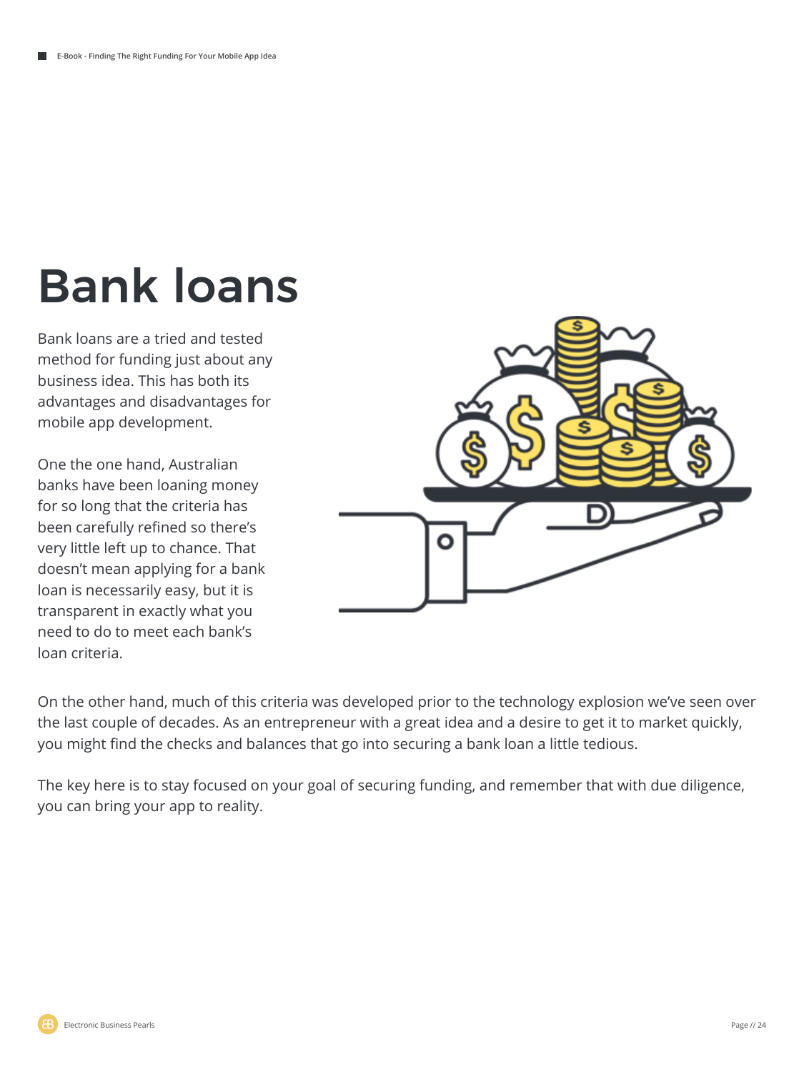# Bank loans

Bank loans are a tried and tested method for funding just about any business idea. This has both its advantages and disadvantages for mobile app development.

One the one hand, Australian banks have been loaning money for so long that the criteria has been carefully refined so there's very little left up to chance. That doesn't mean applying for a bank loan is necessarily easy, but it is transparent in exactly what you need to do to meet each bank's loan criteria.

On the other hand, much of this criteria was developed prior to the technology explosion we've seen over the last couple of decades. As an entrepreneur with a great idea and a desire to get it to market quickly, you might find the checks and balances that go into securing a bank loan a little tedious.

The key here is to stay focused on your goal of securing funding, and remember that with due diligence, you can bring your app to reality.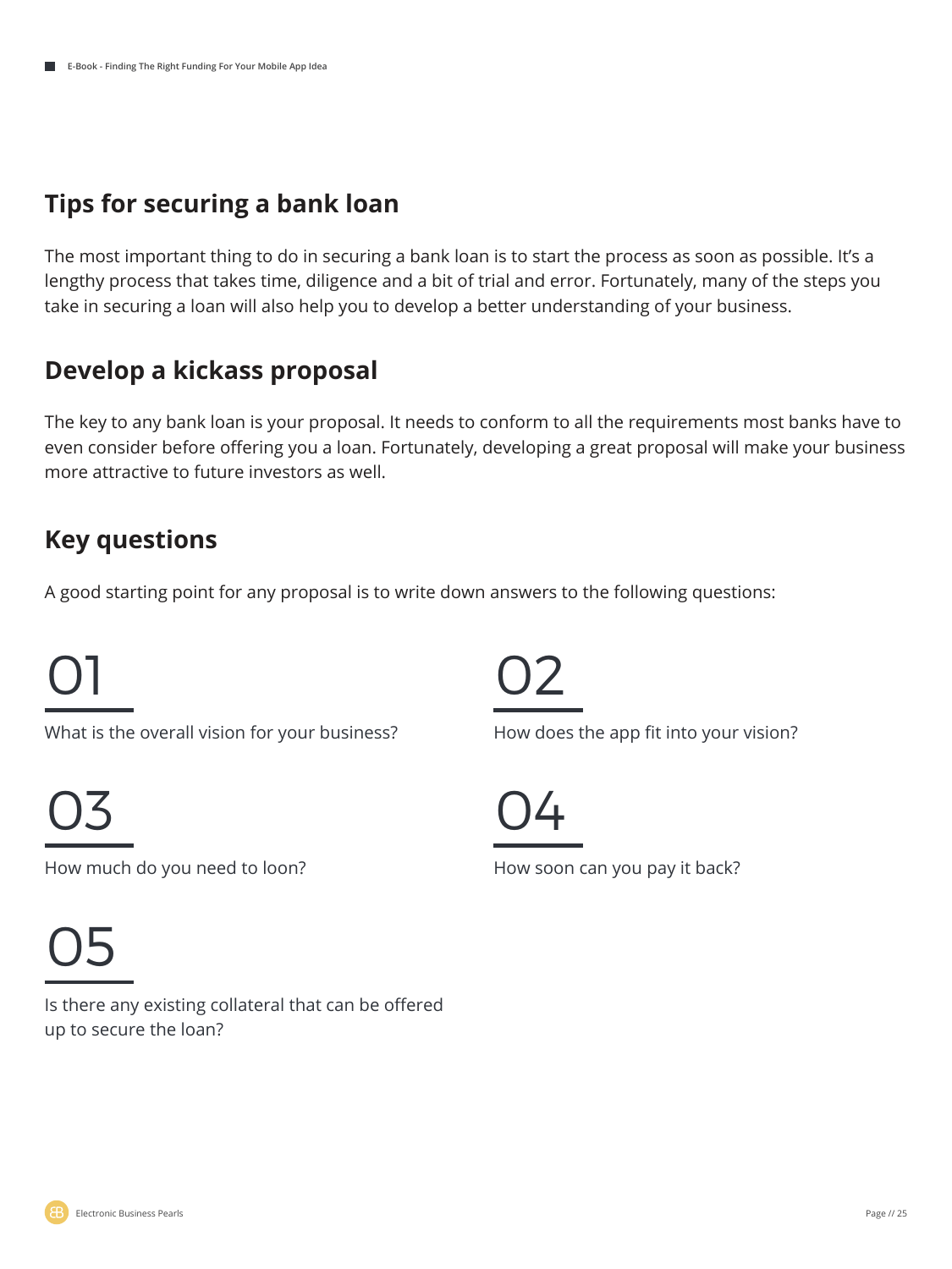## Tips for securing a bank loan

The most important thing to do in securing a bank loan is to start the process as soon as possible. It's a lengthy process that takes time, diligence and a bit of trial and error. Fortunately, many of the steps you take in securing a loan will also help you to develop a better understanding of your business.

## Develop a kickass proposal

The key to any bank loan is your proposal. It needs to conform to all the requirements most banks have to even consider before offering you a loan. Fortunately, developing a great proposal will make your business more attractive to future investors as well.

## Key questions

A good starting point for any proposal is to write down answers to the following questions:

**01**

What is the overall vision for your business?

**02**

How does the app fit into your vision?

**03**

How much do you need to loon?

**04**

How soon can you pay it back?

**05**

Is there any existing collateral that can be offered up to secure the loan?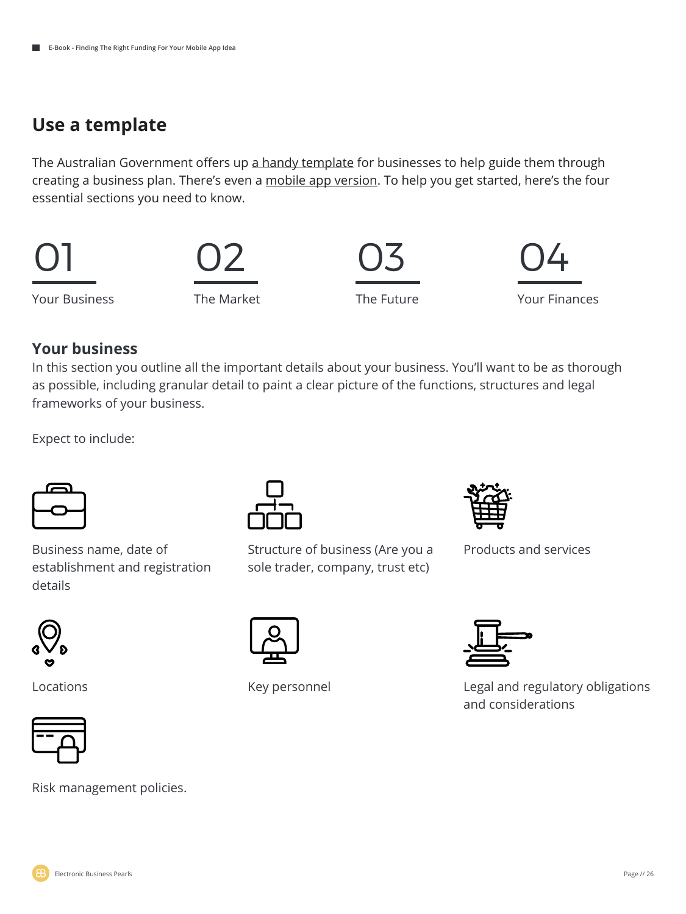## Use a template

The Australian Government offers up a handy template for businesses to help guide them through creating a business plan. There's even a mobile app version. To help you get started, here's the four essential sections you need to know.

01 Your Business

02 The Market

03 The Future

04 Your Finances

### Your business

In this section you outline all the important details about your business. You'll want to be as thorough as possible, including granular detail to paint a clear picture of the functions, structures and legal frameworks of your business.

Expect to include:

- Business name, date of establishment and registration details
- Structure of business (Are you a sole trader, company, trust etc)
- Products and services
- Locations
- Key personnel
- Legal and regulatory obligations and considerations
- Risk management policies.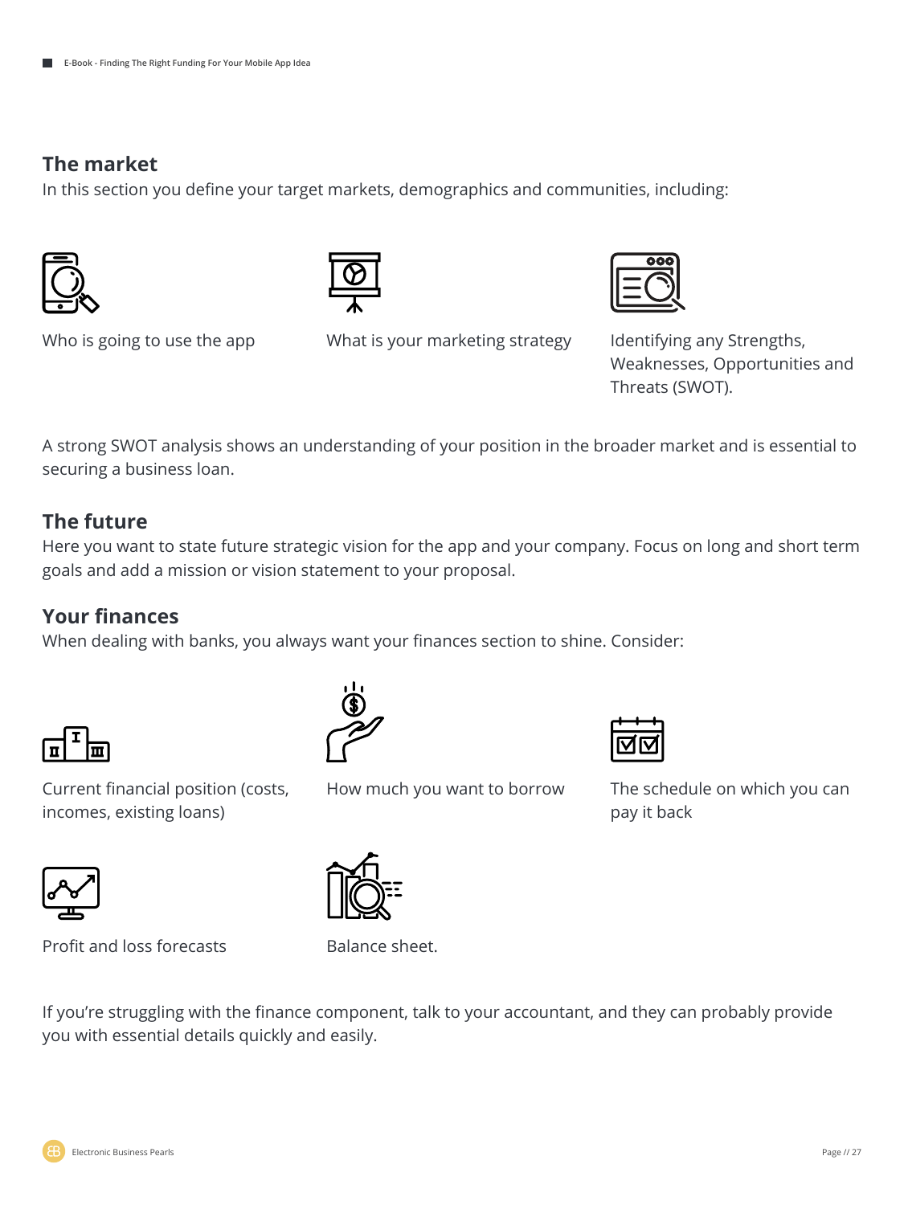## The market

In this section you define your target markets, demographics and communities, including:

- Who is going to use the app
- What is your marketing strategy
- Identifying any Strengths, Weaknesses, Opportunities and Threats (SWOT).

A strong SWOT analysis shows an understanding of your position in the broader market and is essential to securing a business loan.

## The future

Here you want to state future strategic vision for the app and your company. Focus on long and short term goals and add a mission or vision statement to your proposal.

## Your finances

When dealing with banks, you always want your finances section to shine. Consider:

- Current financial position (costs, incomes, existing loans)
- How much you want to borrow
- The schedule on which you can pay it back
- Profit and loss forecasts
- Balance sheet.

If you're struggling with the finance component, talk to your accountant, and they can probably provide you with essential details quickly and easily.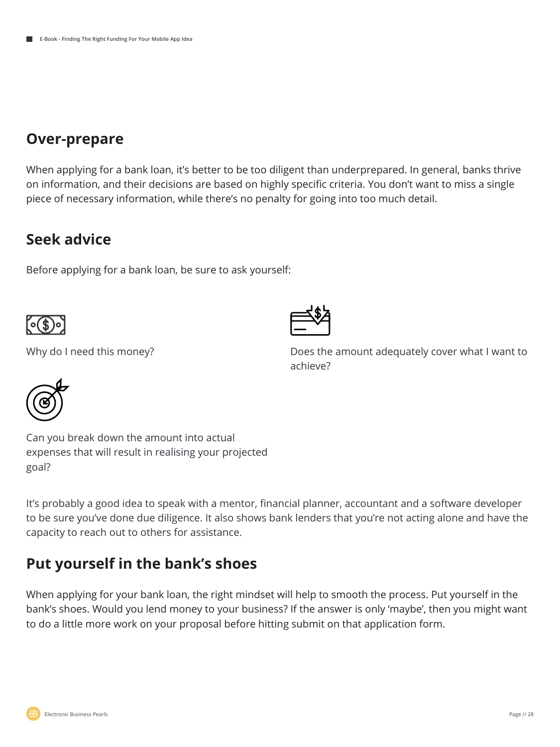## Over-prepare

When applying for a bank loan, it's better to be too diligent than underprepared. In general, banks thrive on information, and their decisions are based on highly specific criteria. You don't want to miss a single piece of necessary information, while there's no penalty for going into too much detail.

## Seek advice

Before applying for a bank loan, be sure to ask yourself:

Why do I need this money?

Does the amount adequately cover what I want to achieve?

Can you break down the amount into actual expenses that will result in realising your projected goal?

It's probably a good idea to speak with a mentor, financial planner, accountant and a software developer to be sure you've done due diligence. It also shows bank lenders that you're not acting alone and have the capacity to reach out to others for assistance.

## Put yourself in the bank's shoes

When applying for your bank loan, the right mindset will help to smooth the process. Put yourself in the bank's shoes. Would you lend money to your business? If the answer is only 'maybe', then you might want to do a little more work on your proposal before hitting submit on that application form.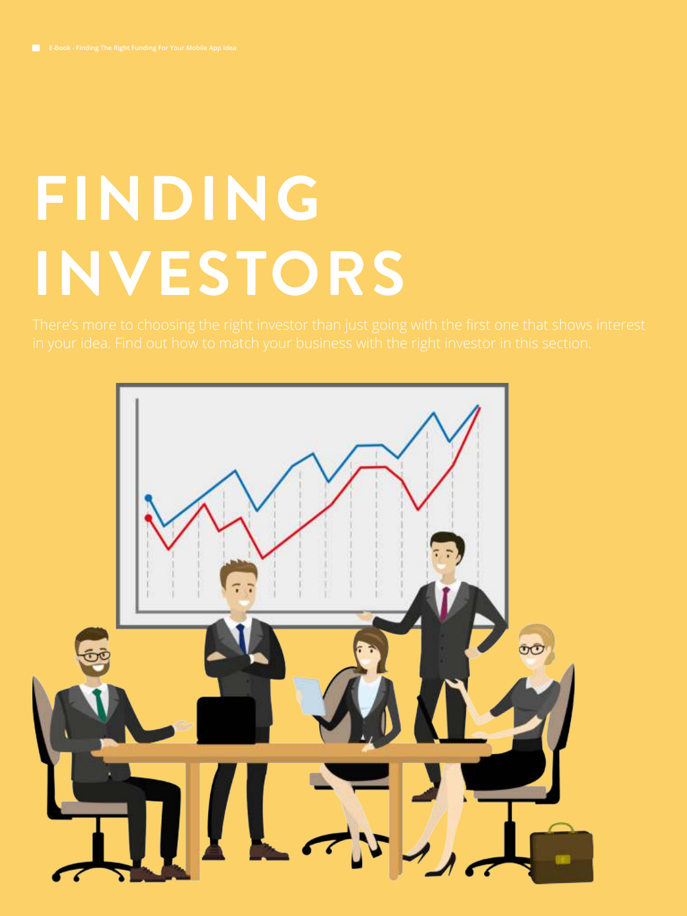# FINDING INVESTORS

There's more to choosing the right investor than just going with the first one that shows interest in your idea. Find out how to match your business with the right investor in this section.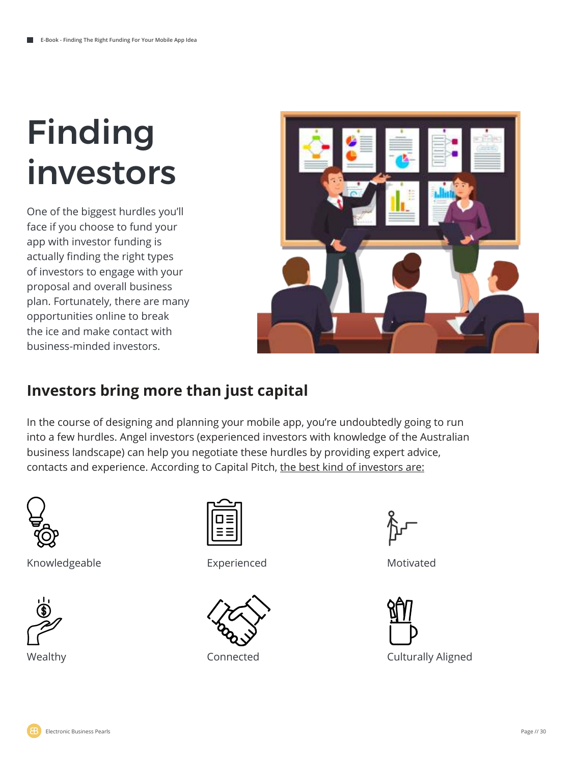# Finding investors

One of the biggest hurdles you'll face if you choose to fund your app with investor funding is actually finding the right types of investors to engage with your proposal and overall business plan. Fortunately, there are many opportunities online to break the ice and make contact with business-minded investors.

## Investors bring more than just capital

In the course of designing and planning your mobile app, you're undoubtedly going to run into a few hurdles. Angel investors (experienced investors with knowledge of the Australian business landscape) can help you negotiate these hurdles by providing expert advice, contacts and experience. According to Capital Pitch, the best kind of investors are:

- Knowledgeable
- Experienced
- Motivated
- Wealthy
- Connected
- Culturally Aligned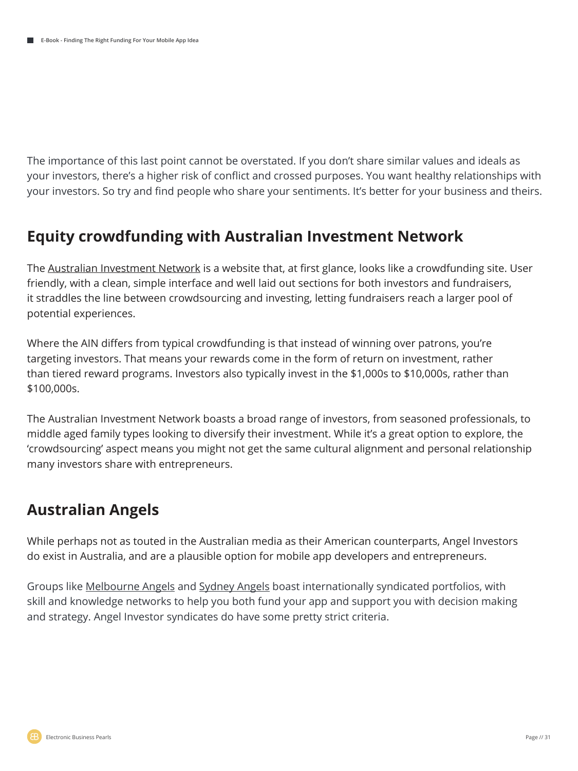The importance of this last point cannot be overstated. If you don't share similar values and ideals as your investors, there's a higher risk of conflict and crossed purposes. You want healthy relationships with your investors. So try and find people who share your sentiments. It's better for your business and theirs.

## Equity crowdfunding with Australian Investment Network

The Australian Investment Network is a website that, at first glance, looks like a crowdfunding site. User friendly, with a clean, simple interface and well laid out sections for both investors and fundraisers, it straddles the line between crowdsourcing and investing, letting fundraisers reach a larger pool of potential experiences.

Where the AIN differs from typical crowdfunding is that instead of winning over patrons, you're targeting investors. That means your rewards come in the form of return on investment, rather than tiered reward programs. Investors also typically invest in the $1,000s to $10,000s, rather than $100,000s.

The Australian Investment Network boasts a broad range of investors, from seasoned professionals, to middle aged family types looking to diversify their investment. While it's a great option to explore, the 'crowdsourcing' aspect means you might not get the same cultural alignment and personal relationship many investors share with entrepreneurs.

## Australian Angels

While perhaps not as touted in the Australian media as their American counterparts, Angel Investors do exist in Australia, and are a plausible option for mobile app developers and entrepreneurs.

Groups like Melbourne Angels and Sydney Angels boast internationally syndicated portfolios, with skill and knowledge networks to help you both fund your app and support you with decision making and strategy. Angel Investor syndicates do have some pretty strict criteria.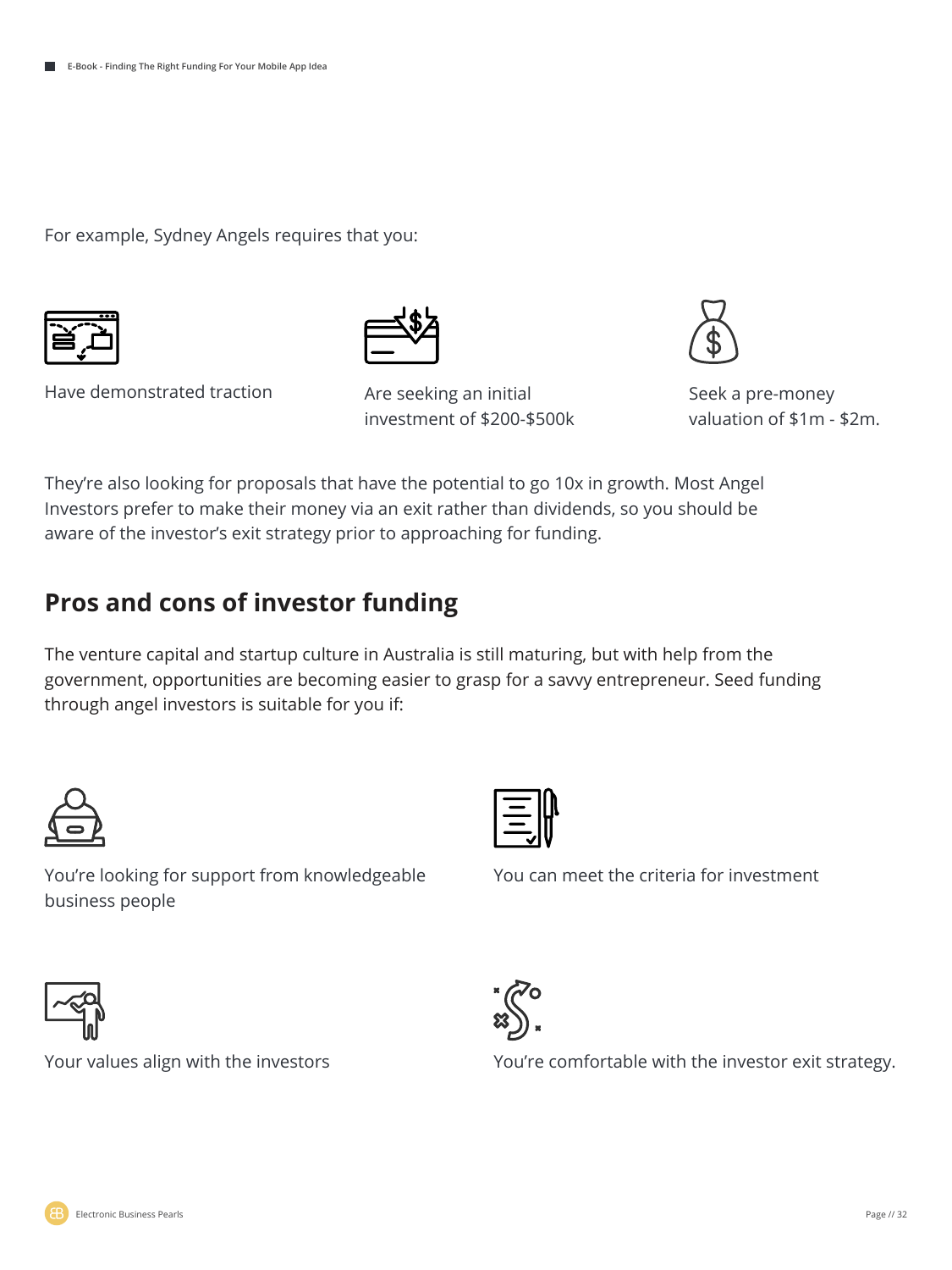For example, Sydney Angels requires that you:

- Have demonstrated traction
- Are seeking an initial investment of $200-$500k
- Seek a pre-money valuation of $1m - $2m.

They're also looking for proposals that have the potential to go 10x in growth. Most Angel Investors prefer to make their money via an exit rather than dividends, so you should be aware of the investor's exit strategy prior to approaching for funding.

## Pros and cons of investor funding

The venture capital and startup culture in Australia is still maturing, but with help from the government, opportunities are becoming easier to grasp for a savvy entrepreneur. Seed funding through angel investors is suitable for you if:

- You're looking for support from knowledgeable business people
- You can meet the criteria for investment
- Your values align with the investors
- You're comfortable with the investor exit strategy.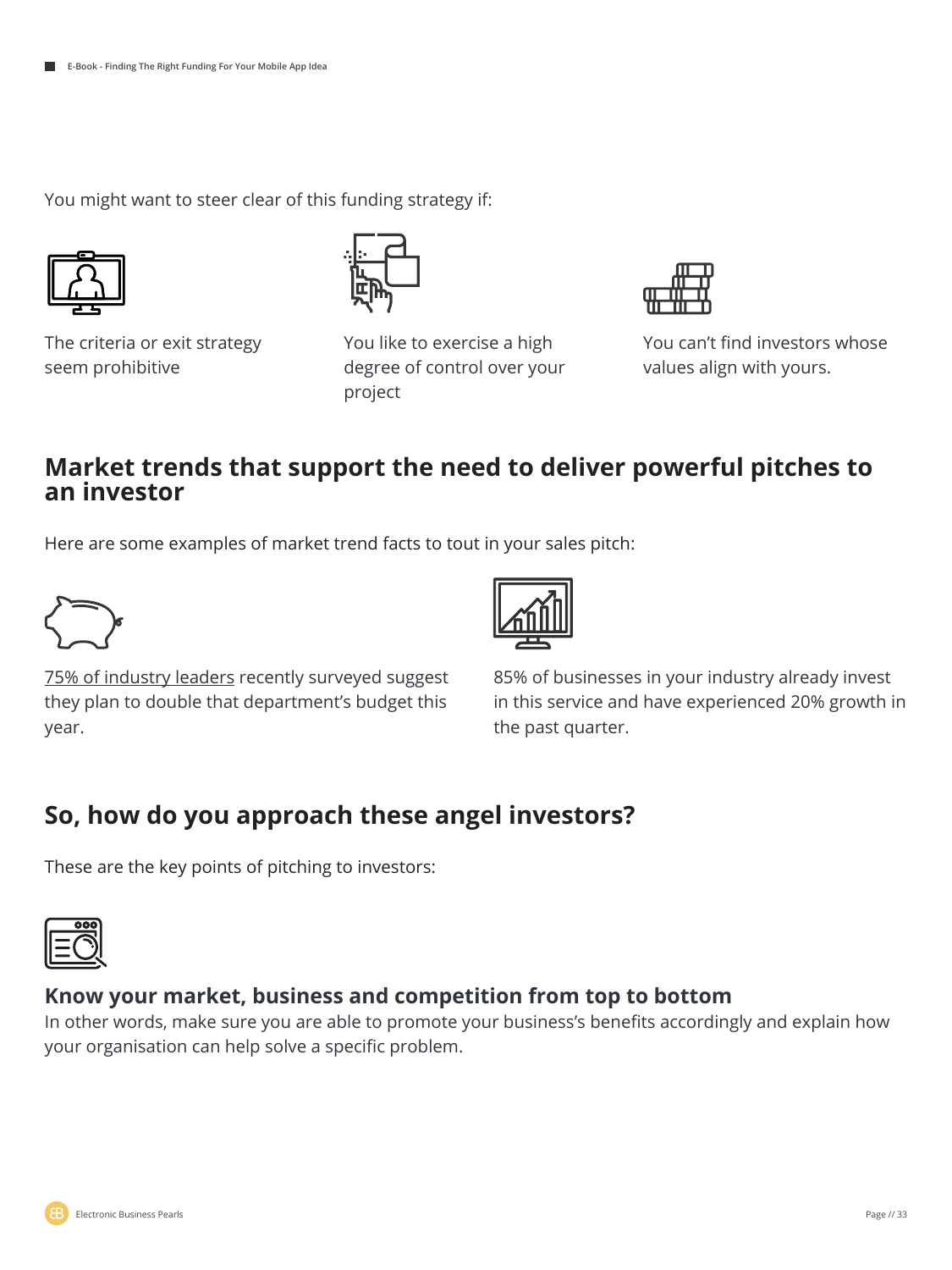You might want to steer clear of this funding strategy if:

- The criteria or exit strategy seem prohibitive
- You like to exercise a high degree of control over your project
- You can't find investors whose values align with yours.

## Market trends that support the need to deliver powerful pitches to an investor

Here are some examples of market trend facts to tout in your sales pitch:

- 75% of industry leaders recently surveyed suggest they plan to double that department's budget this year.
- 85% of businesses in your industry already invest in this service and have experienced 20% growth in the past quarter.

## So, how do you approach these angel investors?

These are the key points of pitching to investors:

### Know your market, business and competition from top to bottom

In other words, make sure you are able to promote your business's benefits accordingly and explain how your organisation can help solve a specific problem.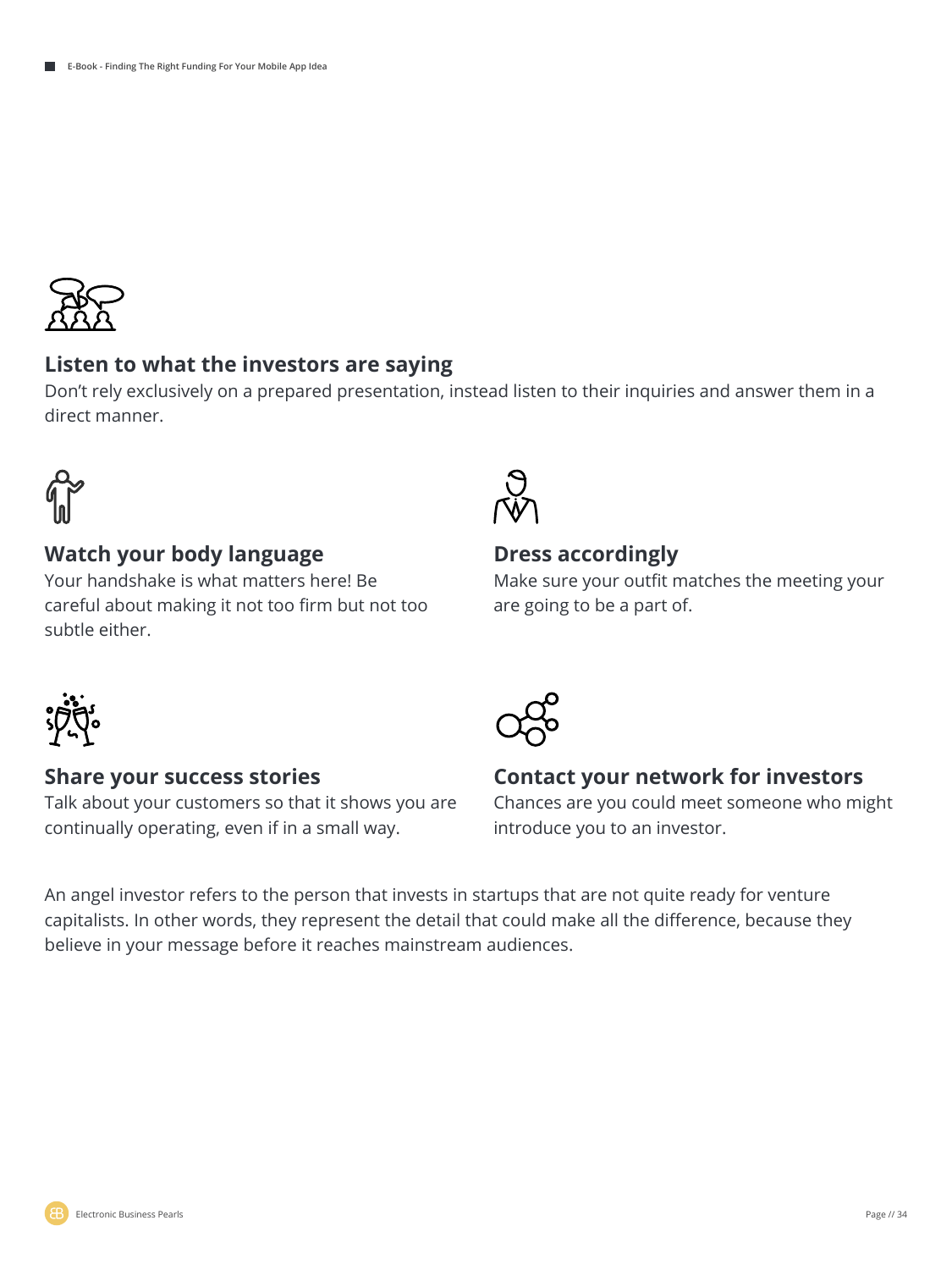### Listen to what the investors are saying

Don't rely exclusively on a prepared presentation, instead listen to their inquiries and answer them in a direct manner.

### Watch your body language

Your handshake is what matters here! Be careful about making it not too firm but not too subtle either.

### Dress accordingly

Make sure your outfit matches the meeting your are going to be a part of.

### Share your success stories

Talk about your customers so that it shows you are continually operating, even if in a small way.

### Contact your network for investors

Chances are you could meet someone who might introduce you to an investor.

An angel investor refers to the person that invests in startups that are not quite ready for venture capitalists. In other words, they represent the detail that could make all the difference, because they believe in your message before it reaches mainstream audiences.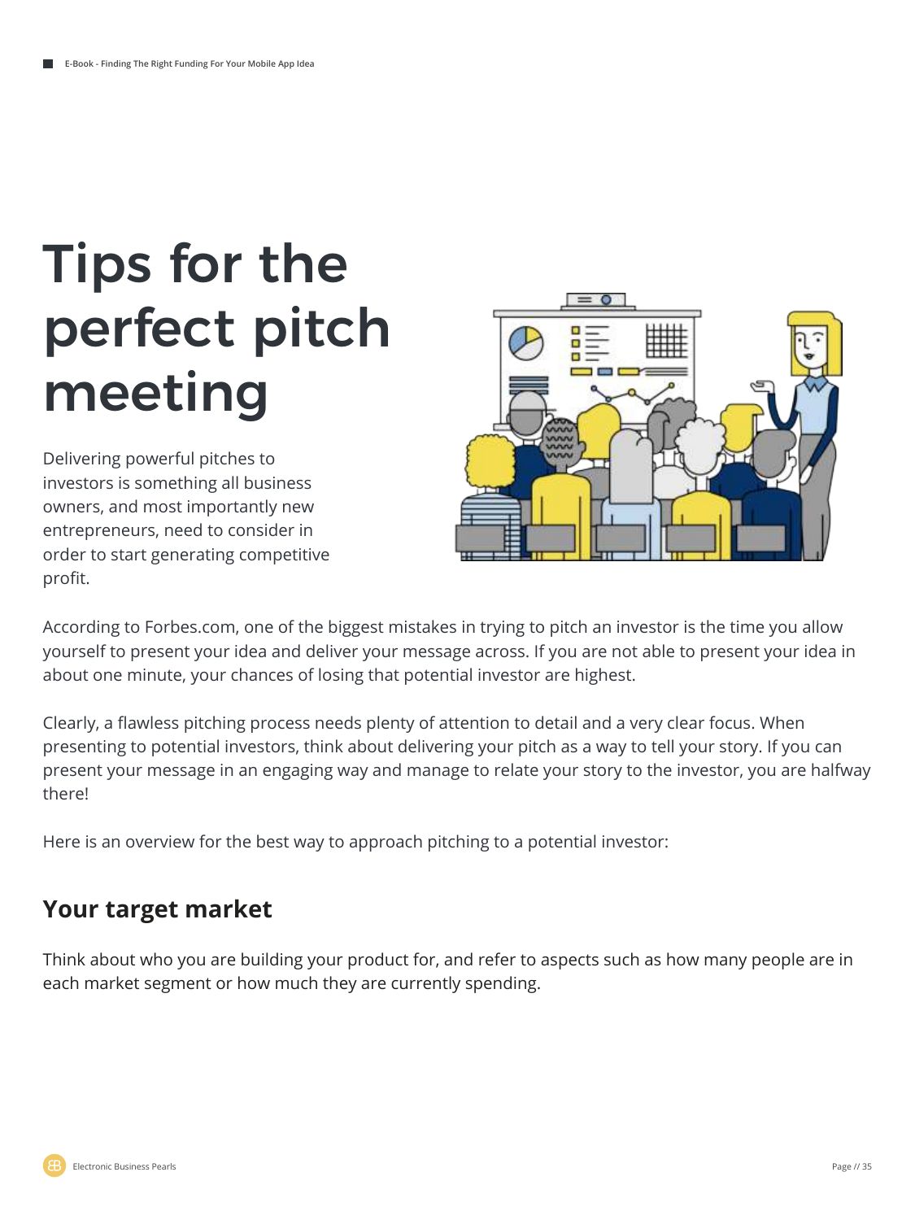# Tips for the perfect pitch meeting

Delivering powerful pitches to investors is something all business owners, and most importantly new entrepreneurs, need to consider in order to start generating competitive profit.

According to Forbes.com, one of the biggest mistakes in trying to pitch an investor is the time you allow yourself to present your idea and deliver your message across. If you are not able to present your idea in about one minute, your chances of losing that potential investor are highest.

Clearly, a flawless pitching process needs plenty of attention to detail and a very clear focus. When presenting to potential investors, think about delivering your pitch as a way to tell your story. If you can present your message in an engaging way and manage to relate your story to the investor, you are halfway there!

Here is an overview for the best way to approach pitching to a potential investor:

## Your target market

Think about who you are building your product for, and refer to aspects such as how many people are in each market segment or how much they are currently spending.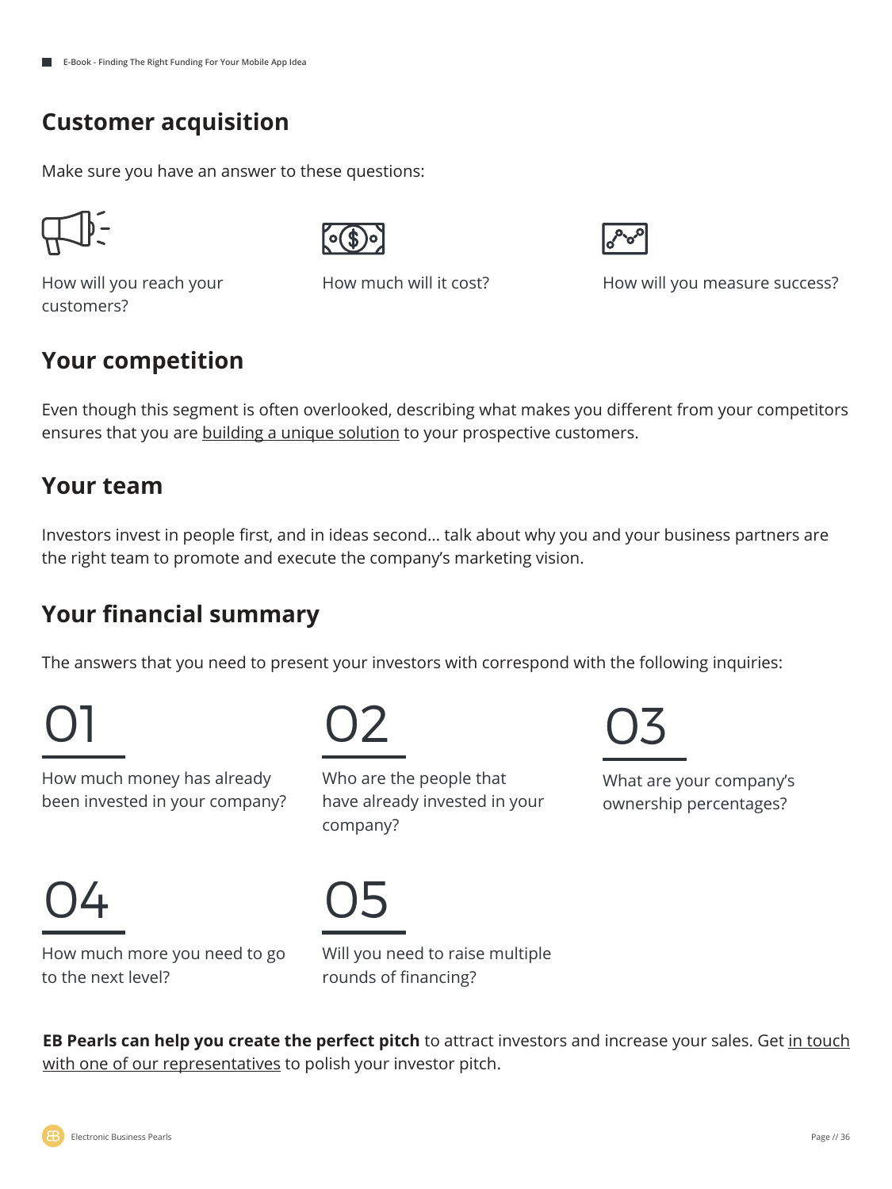## Customer acquisition

Make sure you have an answer to these questions:

- How will you reach your customers?
- How much will it cost?
- How will you measure success?

## Your competition

Even though this segment is often overlooked, describing what makes you different from your competitors ensures that you are building a unique solution to your prospective customers.

## Your team

Investors invest in people first, and in ideas second… talk about why you and your business partners are the right team to promote and execute the company's marketing vision.

## Your financial summary

The answers that you need to present your investors with correspond with the following inquiries:

**01**
How much money has already been invested in your company?

**02**
Who are the people that have already invested in your company?

**03**
What are your company's ownership percentages?

**04**
How much more you need to go to the next level?

**05**
Will you need to raise multiple rounds of financing?

**EB Pearls can help you create the perfect pitch** to attract investors and increase your sales. Get in touch with one of our representatives to polish your investor pitch.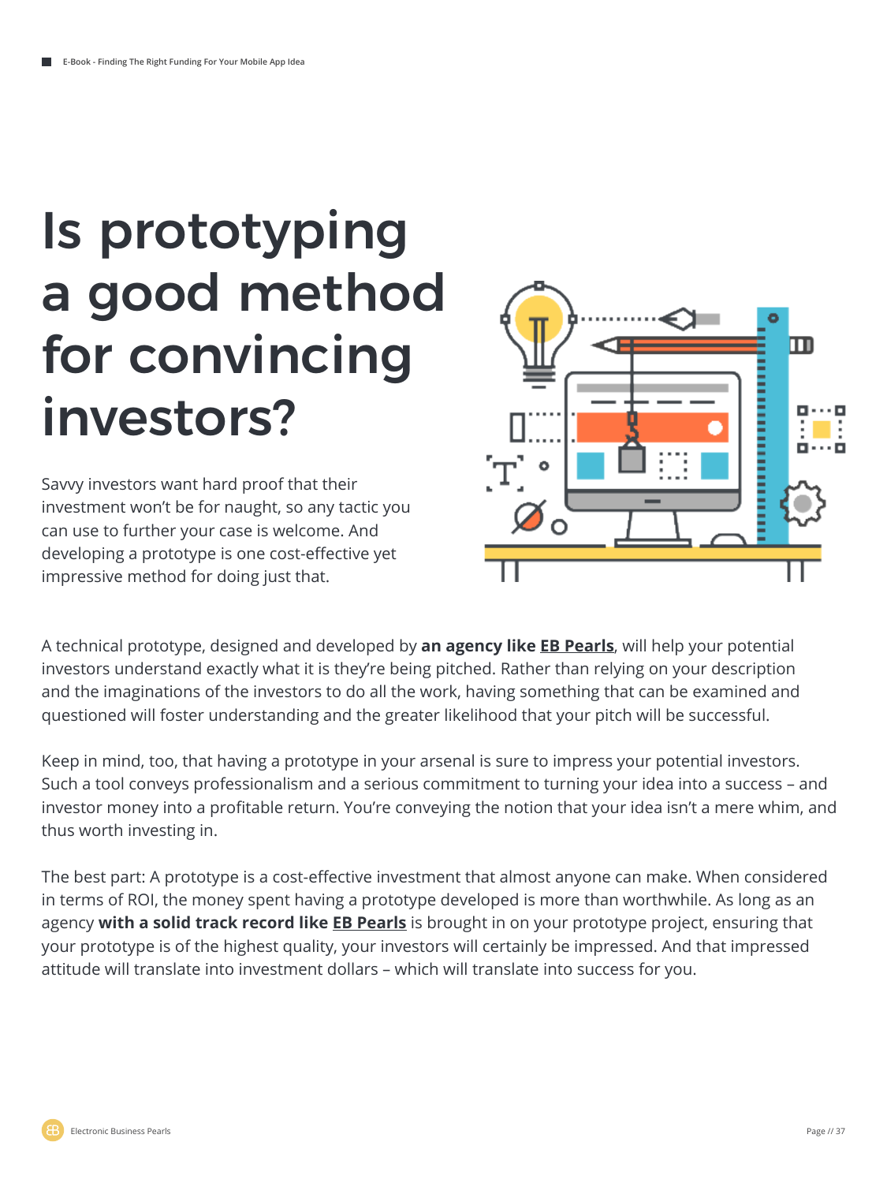# Is prototyping a good method for convincing investors?

Savvy investors want hard proof that their investment won't be for naught, so any tactic you can use to further your case is welcome. And developing a prototype is one cost-effective yet impressive method for doing just that.

A technical prototype, designed and developed by **an agency like EB Pearls**, will help your potential investors understand exactly what it is they're being pitched. Rather than relying on your description and the imaginations of the investors to do all the work, having something that can be examined and questioned will foster understanding and the greater likelihood that your pitch will be successful.

Keep in mind, too, that having a prototype in your arsenal is sure to impress your potential investors. Such a tool conveys professionalism and a serious commitment to turning your idea into a success – and investor money into a profitable return. You're conveying the notion that your idea isn't a mere whim, and thus worth investing in.

The best part: A prototype is a cost-effective investment that almost anyone can make. When considered in terms of ROI, the money spent having a prototype developed is more than worthwhile. As long as an agency **with a solid track record like EB Pearls** is brought in on your prototype project, ensuring that your prototype is of the highest quality, your investors will certainly be impressed. And that impressed attitude will translate into investment dollars – which will translate into success for you.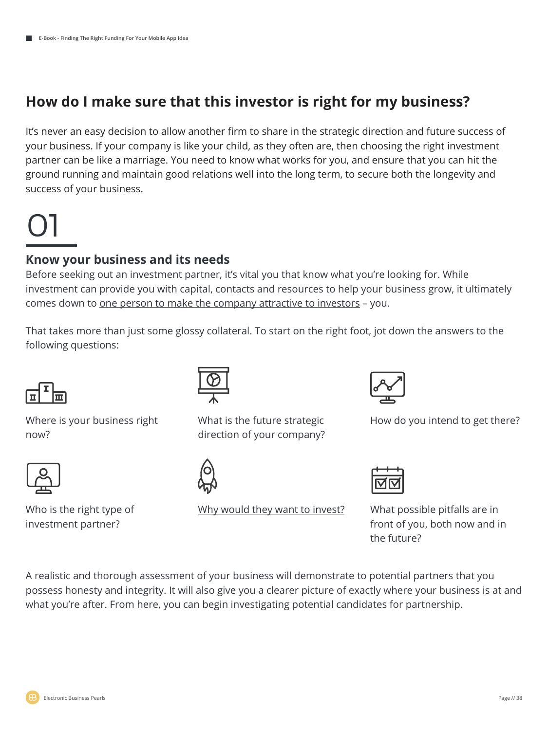## How do I make sure that this investor is right for my business?

It's never an easy decision to allow another firm to share in the strategic direction and future success of your business. If your company is like your child, as they often are, then choosing the right investment partner can be like a marriage. You need to know what works for you, and ensure that you can hit the ground running and maintain good relations well into the long term, to secure both the longevity and success of your business.

# 01

### Know your business and its needs

Before seeking out an investment partner, it's vital you that know what you're looking for. While investment can provide you with capital, contacts and resources to help your business grow, it ultimately comes down to one person to make the company attractive to investors – you.

That takes more than just some glossy collateral. To start on the right foot, jot down the answers to the following questions:

- Where is your business right now?
- What is the future strategic direction of your company?
- How do you intend to get there?
- Who is the right type of investment partner?
- Why would they want to invest?
- What possible pitfalls are in front of you, both now and in the future?

A realistic and thorough assessment of your business will demonstrate to potential partners that you possess honesty and integrity. It will also give you a clearer picture of exactly where your business is at and what you're after. From here, you can begin investigating potential candidates for partnership.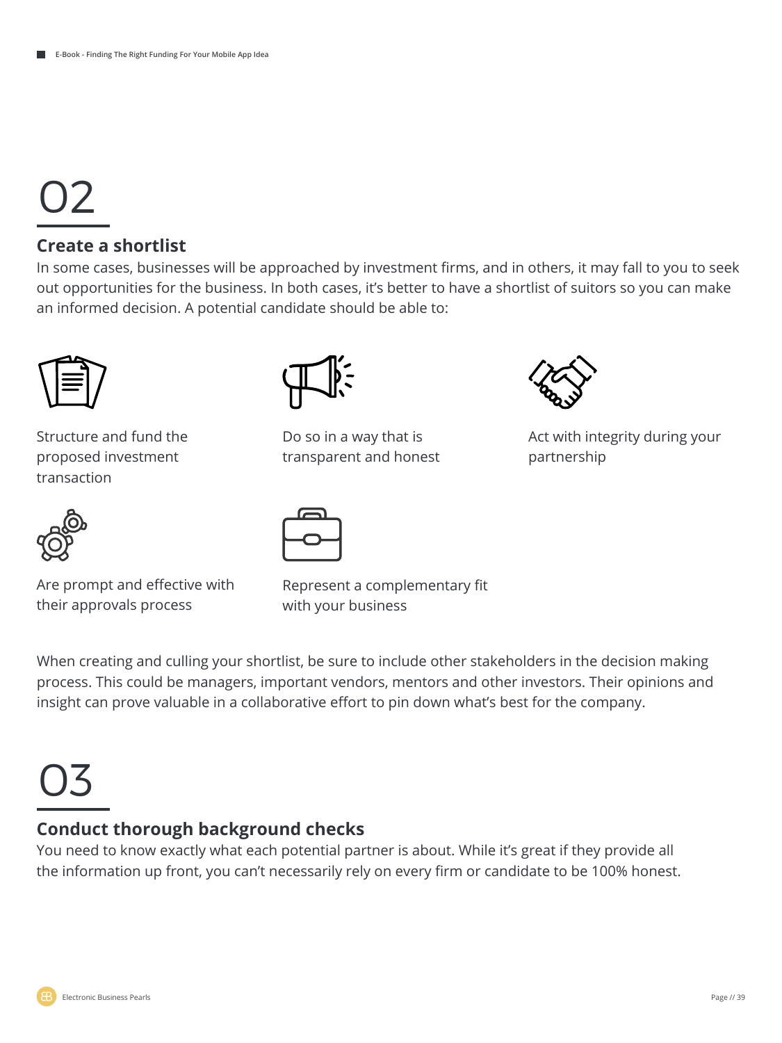# 02

## Create a shortlist

In some cases, businesses will be approached by investment firms, and in others, it may fall to you to seek out opportunities for the business. In both cases, it's better to have a shortlist of suitors so you can make an informed decision. A potential candidate should be able to:

- Structure and fund the proposed investment transaction
- Do so in a way that is transparent and honest
- Act with integrity during your partnership
- Are prompt and effective with their approvals process
- Represent a complementary fit with your business

When creating and culling your shortlist, be sure to include other stakeholders in the decision making process. This could be managers, important vendors, mentors and other investors. Their opinions and insight can prove valuable in a collaborative effort to pin down what's best for the company.

# 03

## Conduct thorough background checks

You need to know exactly what each potential partner is about. While it's great if they provide all the information up front, you can't necessarily rely on every firm or candidate to be 100% honest.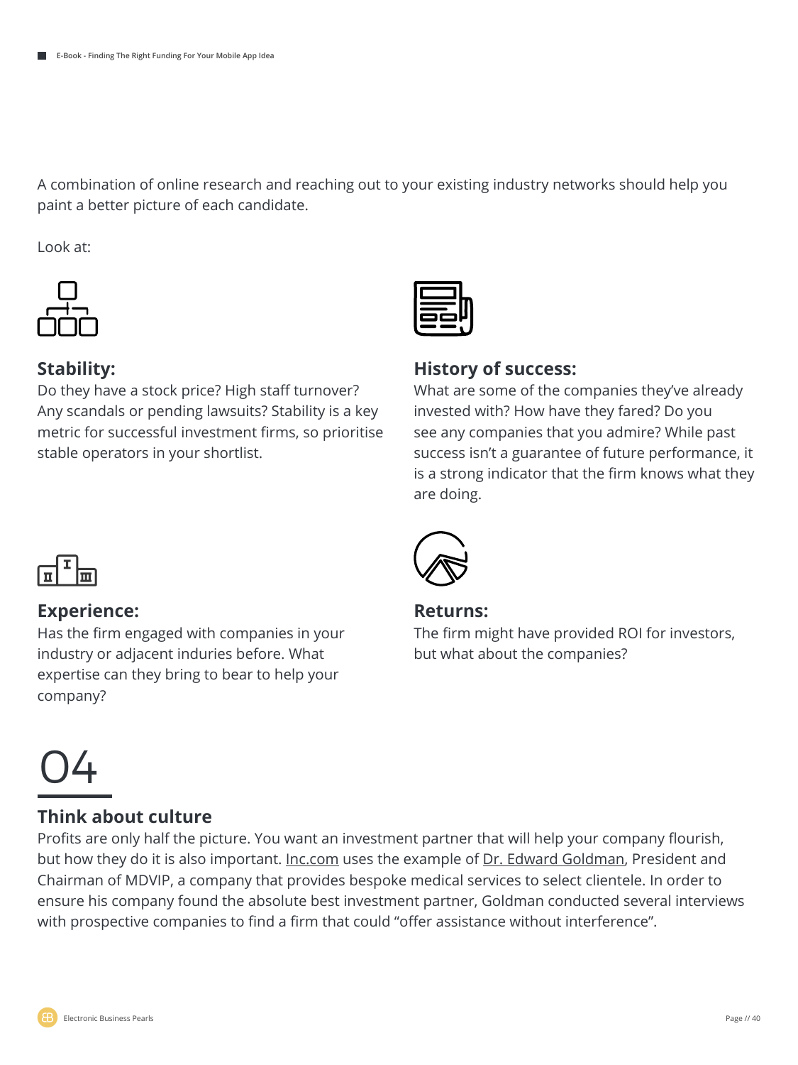A combination of online research and reaching out to your existing industry networks should help you paint a better picture of each candidate.

Look at:

### Stability:

Do they have a stock price? High staff turnover? Any scandals or pending lawsuits? Stability is a key metric for successful investment firms, so prioritise stable operators in your shortlist.

### History of success:

What are some of the companies they've already invested with? How have they fared? Do you see any companies that you admire? While past success isn't a guarantee of future performance, it is a strong indicator that the firm knows what they are doing.

### Experience:

Has the firm engaged with companies in your industry or adjacent induries before. What expertise can they bring to bear to help your company?

### Returns:

The firm might have provided ROI for investors, but what about the companies?

# 04

## Think about culture

Profits are only half the picture. You want an investment partner that will help your company flourish, but how they do it is also important. Inc.com uses the example of Dr. Edward Goldman, President and Chairman of MDVIP, a company that provides bespoke medical services to select clientele. In order to ensure his company found the absolute best investment partner, Goldman conducted several interviews with prospective companies to find a firm that could "offer assistance without interference".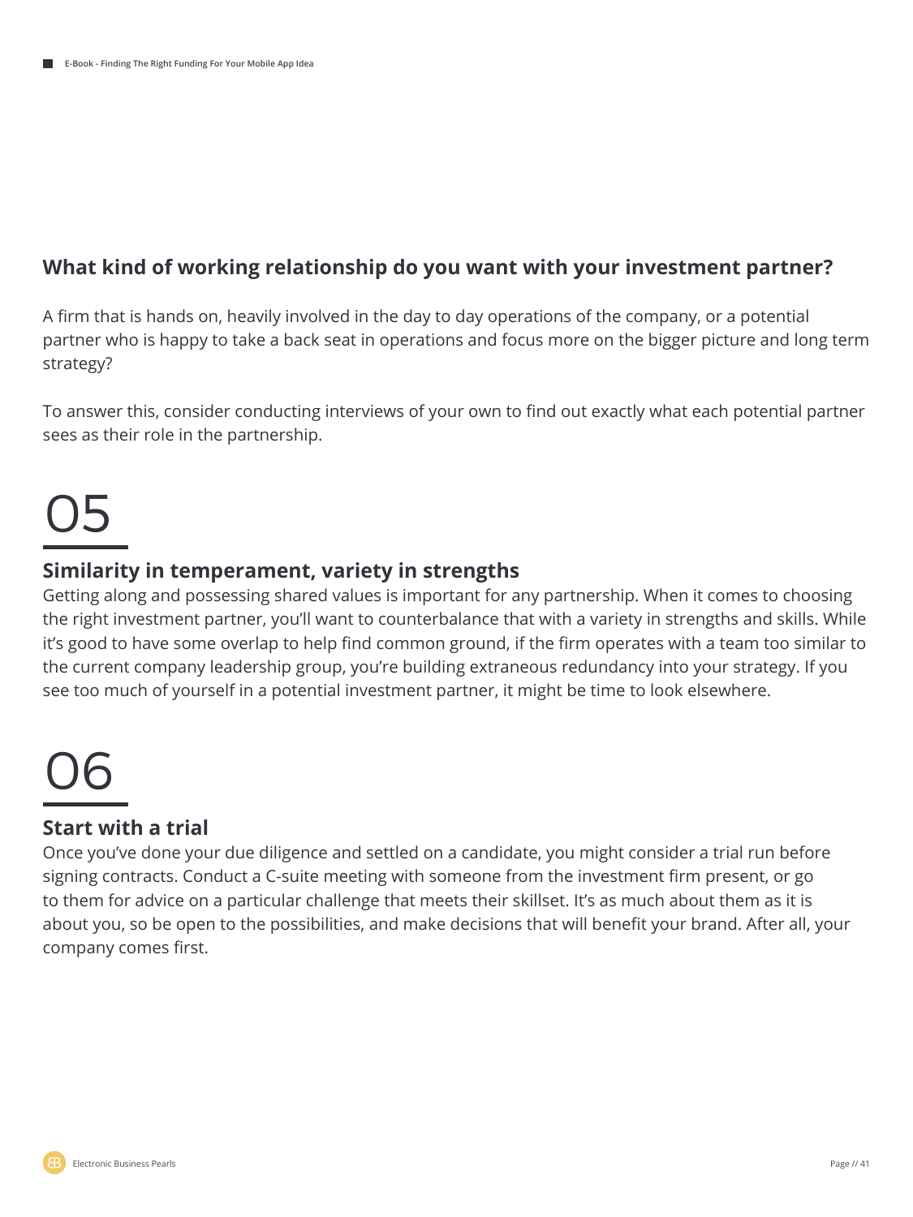### What kind of working relationship do you want with your investment partner?

A firm that is hands on, heavily involved in the day to day operations of the company, or a potential partner who is happy to take a back seat in operations and focus more on the bigger picture and long term strategy?

To answer this, consider conducting interviews of your own to find out exactly what each potential partner sees as their role in the partnership.

# 05

### Similarity in temperament, variety in strengths

Getting along and possessing shared values is important for any partnership. When it comes to choosing the right investment partner, you'll want to counterbalance that with a variety in strengths and skills. While it's good to have some overlap to help find common ground, if the firm operates with a team too similar to the current company leadership group, you're building extraneous redundancy into your strategy. If you see too much of yourself in a potential investment partner, it might be time to look elsewhere.

# 06

### Start with a trial

Once you've done your due diligence and settled on a candidate, you might consider a trial run before signing contracts. Conduct a C-suite meeting with someone from the investment firm present, or go to them for advice on a particular challenge that meets their skillset. It's as much about them as it is about you, so be open to the possibilities, and make decisions that will benefit your brand. After all, your company comes first.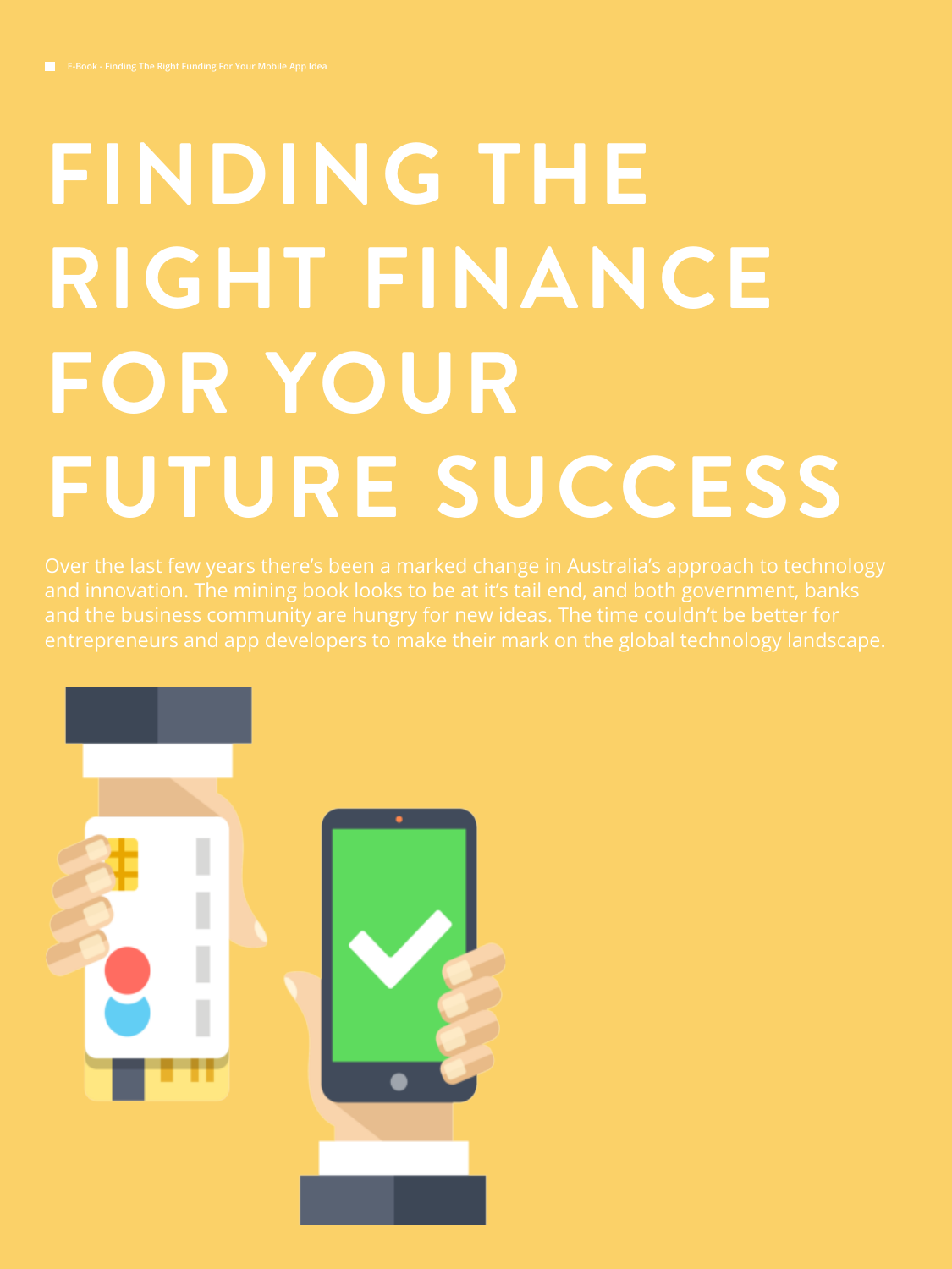# FINDING THE RIGHT FINANCE FOR YOUR FUTURE SUCCESS

Over the last few years there's been a marked change in Australia's approach to technology and innovation. The mining book looks to be at it's tail end, and both government, banks and the business community are hungry for new ideas. The time couldn't be better for entrepreneurs and app developers to make their mark on the global technology landscape.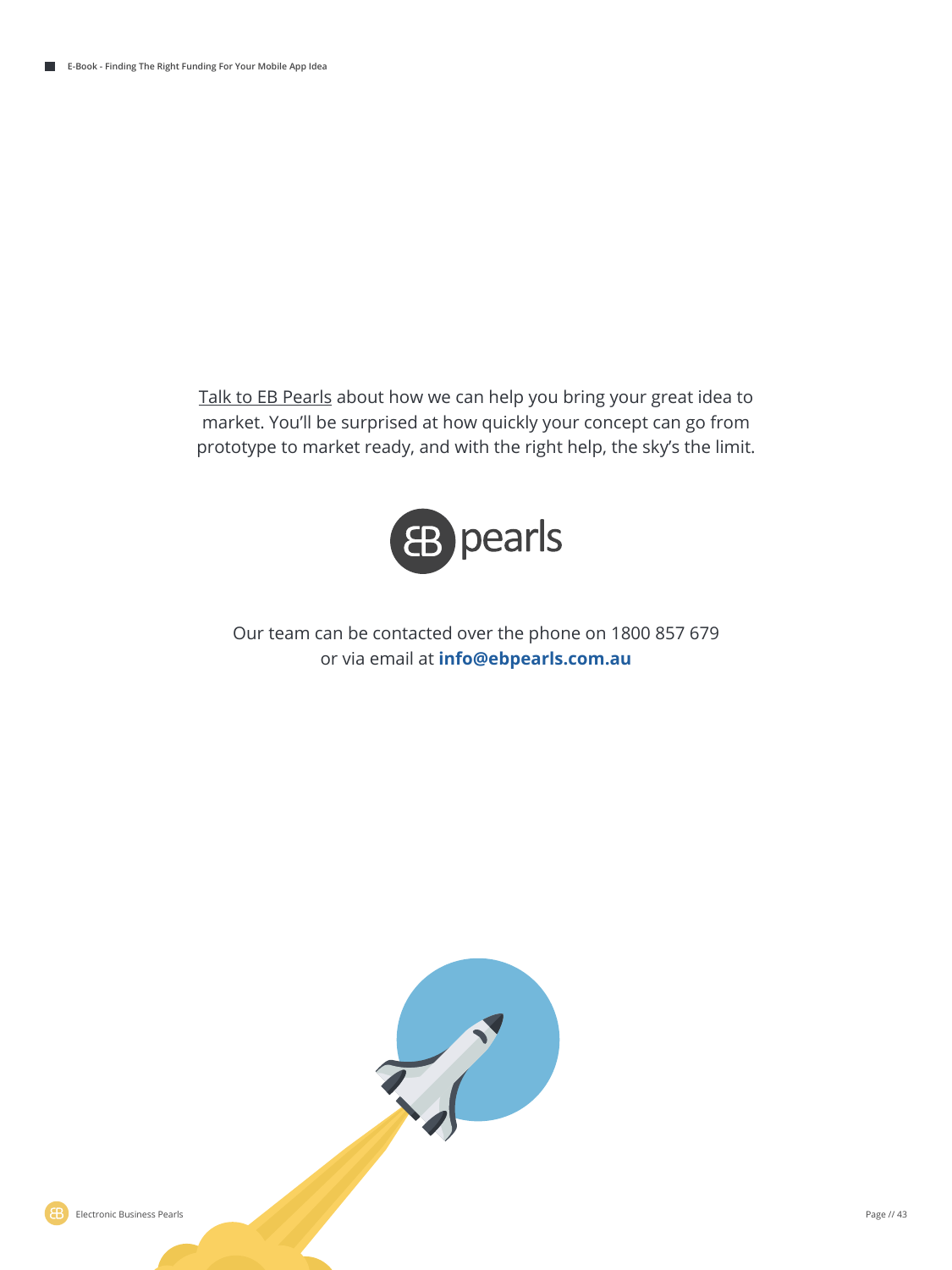Talk to EB Pearls about how we can help you bring your great idea to market. You'll be surprised at how quickly your concept can go from prototype to market ready, and with the right help, the sky's the limit.

Our team can be contacted over the phone on 1800 857 679 or via email at **info@ebpearls.com.au**